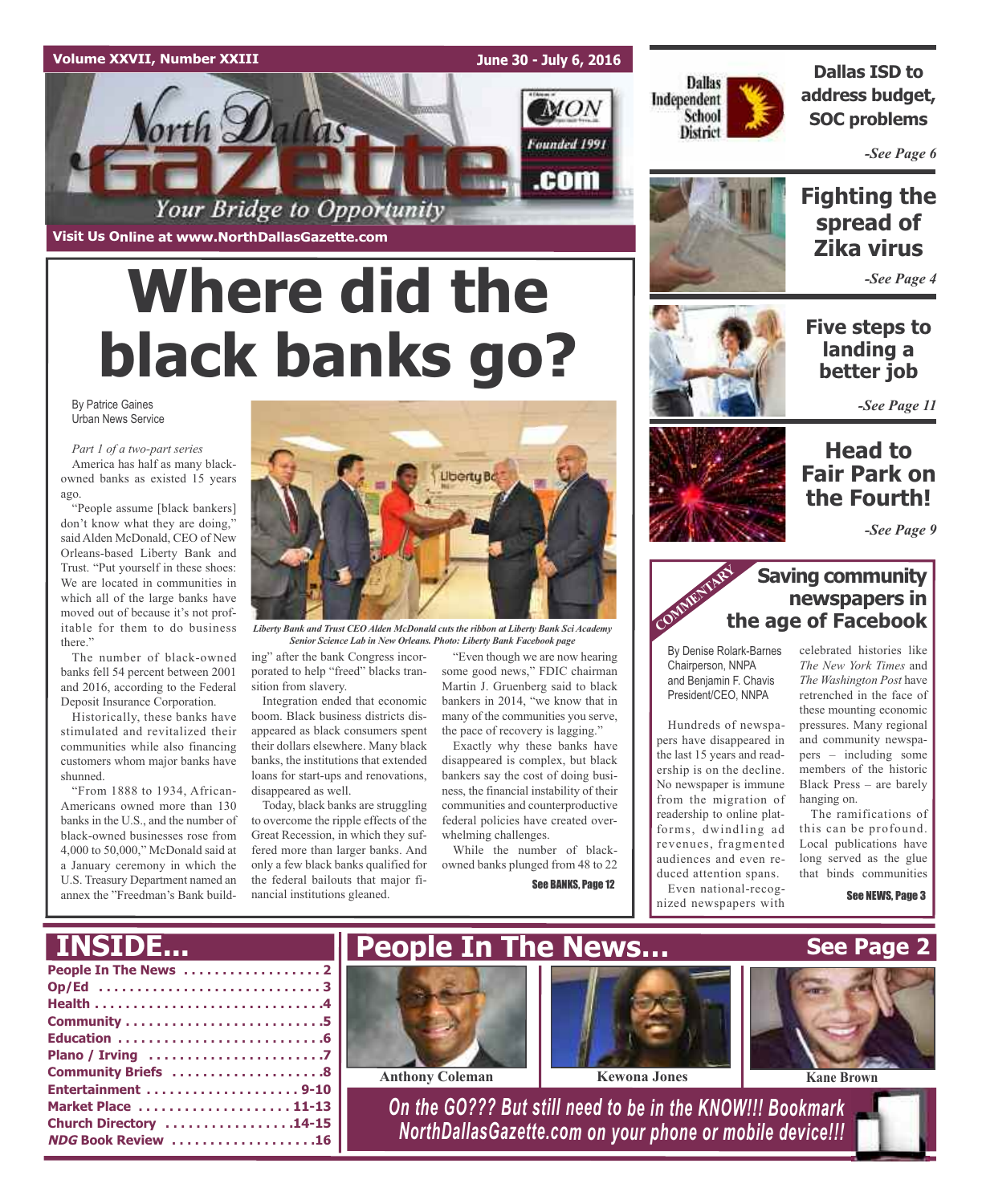Volume XXVII, Number XXIII

June 30 - July 6, 2016

# North Dallas Gazette

Your Bridge to Opportunity

Founded 1991

Visit Us Online at www.NorthDallasGazette.com

# Where did the black banks go?

By Patrice Gaines
Urban News Service

*Part 1 of a two-part series*

America has half as many black-owned banks as existed 15 years ago.

"People assume [black bankers] don't know what they are doing," said Alden McDonald, CEO of New Orleans-based Liberty Bank and Trust. "Put yourself in these shoes: We are located in communities in which all of the large banks have moved out of because it's not profitable for them to do business there."

The number of black-owned banks fell 54 percent between 2001 and 2016, according to the Federal Deposit Insurance Corporation.

Historically, these banks have stimulated and revitalized their communities while also financing customers whom major banks have shunned.

"From 1888 to 1934, African-Americans owned more than 130 banks in the U.S., and the number of black-owned businesses rose from 4,000 to 50,000," McDonald said at a January ceremony in which the U.S. Treasury Department named an annex the "Freedman's Bank building" after the bank Congress incorporated to help "freed" blacks transition from slavery.

*Liberty Bank and Trust CEO Alden McDonald cuts the ribbon at Liberty Bank Sci Academy Senior Science Lab in New Orleans. Photo: Liberty Bank Facebook page*

Integration ended that economic boom. Black business districts disappeared as black consumers spent their dollars elsewhere. Many black banks, the institutions that extended loans for start-ups and renovations, disappeared as well.

Today, black banks are struggling to overcome the ripple effects of the Great Recession, in which they suffered more than larger banks. And only a few black banks qualified for the federal bailouts that major financial institutions gleaned.

"Even though we are now hearing some good news," FDIC chairman Martin J. Gruenberg said to black bankers in 2014, "we know that in many of the communities you serve, the pace of recovery is lagging."

Exactly why these banks have disappeared is complex, but black bankers say the cost of doing business, the financial instability of their communities and counterproductive federal policies have created overwhelming challenges.

While the number of black-owned banks plunged from 48 to 22

See BANKS, Page 12

## Dallas ISD to address budget, SOC problems

*-See Page 6*

## Fighting the spread of Zika virus

*-See Page 4*

## Five steps to landing a better job

*-See Page 11*

## Head to Fair Park on the Fourth!

*-See Page 9*

COMMENTARY

## Saving community newspapers in the age of Facebook

By Denise Rolark-Barnes
Chairperson, NNPA
and Benjamin F. Chavis
President/CEO, NNPA

Hundreds of newspapers have disappeared in the last 15 years and readership is on the decline. No newspaper is immune from the migration of readership to online platforms, dwindling ad revenues, fragmented audiences and even reduced attention spans.

Even national-recognized newspapers with celebrated histories like *The New York Times* and *The Washington Post* have retrenched in the face of these mounting economic pressures. Many regional and community newspapers – including some members of the historic Black Press – are barely hanging on.

The ramifications of this can be profound. Local publications have long served as the glue that binds communities

See NEWS, Page 3

## INSIDE...

- People In The News .......... 2
- Op/Ed .......... 3
- Health .......... 4
- Community .......... 5
- Education .......... 6
- Plano / Irving .......... 7
- Community Briefs .......... 8
- Entertainment .......... 9-10
- Market Place .......... 11-13
- Church Directory .......... 14-15
- *NDG* Book Review .......... 16

## People In The News... See Page 2

Anthony Coleman

Kewona Jones

Kane Brown

*On the GO??? But still need to be in the KNOW!!! Bookmark NorthDallasGazette.com on your phone or mobile device!!!*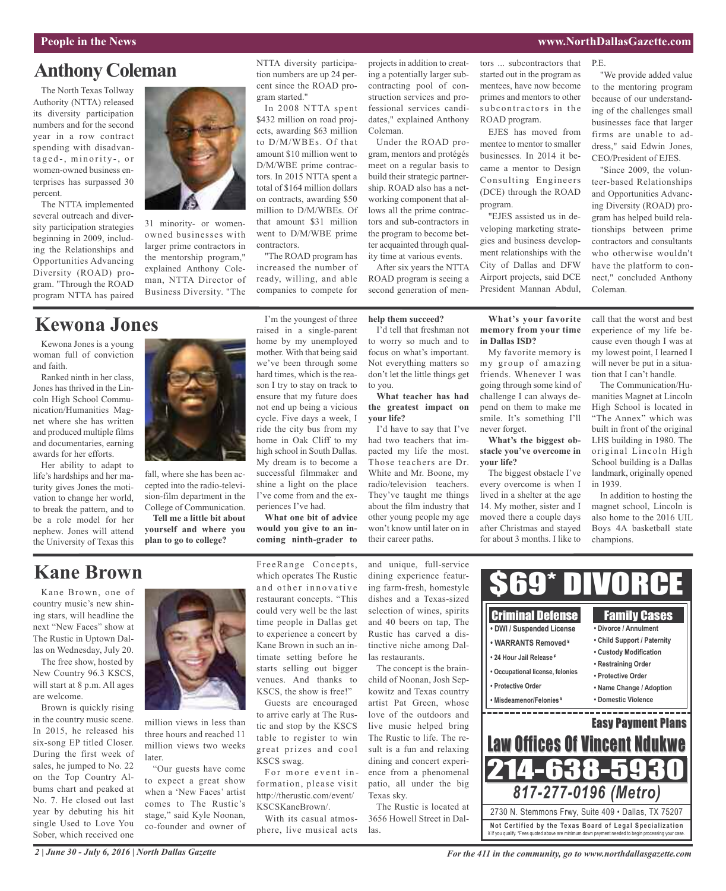## Anthony Coleman

The North Texas Tollway Authority (NTTA) released its diversity participation numbers and for the second year in a row contract spending with disadvantaged-, minority-, or women-owned business enterprises has surpassed 30 percent.

The NTTA implemented several outreach and diversity participation strategies beginning in 2009, including the Relationships and Opportunities Advancing Diversity (ROAD) program. "Through the ROAD program NTTA has paired 31 minority- or women-owned businesses with larger prime contractors in the mentorship program," explained Anthony Coleman, NTTA Director of Business Diversity. "The NTTA diversity participation numbers are up 24 percent since the ROAD program started."

In 2008 NTTA spent $432 million on road projects, awarding $63 million to D/M/WBEs. Of that amount $10 million went to D/M/WBE prime contractors. In 2015 NTTA spent a total of $164 million dollars on contracts, awarding $50 million to D/M/WBEs. Of that amount $31 million went to D/M/WBE prime contractors.

"The ROAD program has increased the number of ready, willing, and able companies to compete for projects in addition to creating a potentially larger subcontracting pool of construction services and professional services candidates," explained Anthony Coleman.

Under the ROAD program, mentors and protégés meet on a regular basis to build their strategic partnership. ROAD also has a networking component that allows all the prime contractors and sub-contractors in the program to become better acquainted through quality time at various events.

After six years the NTTA ROAD program is seeing a second generation of mentors ... subcontractors that started out in the program as mentees, have now become primes and mentors to other subcontractors in the ROAD program.

EJES has moved from mentee to mentor to smaller businesses. In 2014 it became a mentor to Design Consulting Engineers (DCE) through the ROAD program.

"EJES assisted us in developing marketing strategies and business development relationships with the City of Dallas and DFW Airport projects, said DCE President Mannan Abdul, P.E.

"We provide added value to the mentoring program because of our understanding of the challenges small businesses face that larger firms are unable to address," said Edwin Jones, CEO/President of EJES.

"Since 2009, the volunteer-based Relationships and Opportunities Advancing Diversity (ROAD) program has helped build relationships between prime contractors and consultants who otherwise wouldn't have the platform to connect," concluded Anthony Coleman.

## Kewona Jones

Kewona Jones is a young woman full of conviction and faith.

Ranked ninth in her class, Jones has thrived in the Lincoln High School Communication/Humanities Magnet where she has written and produced multiple films and documentaries, earning awards for her efforts.

Her ability to adapt to life's hardships and her maturity gives Jones the motivation to change her world, to break the pattern, and to be a role model for her nephew. Jones will attend the University of Texas this fall, where she has been accepted into the radio-television-film department in the College of Communication.

**Tell me a little bit about yourself and where you plan to go to college?**

I'm the youngest of three raised in a single-parent home by my unemployed mother. With that being said we've been through some hard times, which is the reason I try to stay on track to ensure that my future does not end up being a vicious cycle. Five days a week, I ride the city bus from my home in Oak Cliff to my high school in South Dallas. My dream is to become a successful filmmaker and shine a light on the place I've come from and the experiences I've had.

**What one bit of advice would you give to an incoming ninth-grader to help them succeed?**

I'd tell that freshman not to worry so much and to focus on what's important. Not everything matters so don't let the little things get to you.

**What teacher has had the greatest impact on your life?**

I'd have to say that I've had two teachers that impacted my life the most. Those teachers are Dr. White and Mr. Boone, my radio/television teachers. They've taught me things about the film industry that other young people my age won't know until later on in their career paths.

**What's your favorite memory from your time in Dallas ISD?**

My favorite memory is my group of amazing friends. Whenever I was going through some kind of challenge I can always depend on them to make me smile. It's something I'll never forget.

**What's the biggest obstacle you've overcome in your life?**

The biggest obstacle I've every overcome is when I lived in a shelter at the age 14. My mother, sister and I moved there a couple days after Christmas and stayed for about 3 months. I like to call that the worst and best experience of my life because even though I was at my lowest point, I learned I will never be put in a situation that I can't handle.

The Communication/Humanities Magnet at Lincoln High School is located in "The Annex" which was built in front of the original LHS building in 1980. The original Lincoln High School building is a Dallas landmark, originally opened in 1939.

In addition to hosting the magnet school, Lincoln is also home to the 2016 UIL Boys 4A basketball state champions.

## Kane Brown

Kane Brown, one of country music's new shining stars, will headline the next "New Faces" show at The Rustic in Uptown Dallas on Wednesday, July 20.

The free show, hosted by New Country 96.3 KSCS, will start at 8 p.m. All ages are welcome.

Brown is quickly rising in the country music scene. In 2015, he released his six-song EP titled Closer. During the first week of sales, he jumped to No. 22 on the Top Country Albums chart and peaked at No. 7. He closed out last year by debuting his hit single Used to Love You Sober, which received one million views in less than three hours and reached 11 million views two weeks later.

"Our guests have come to expect a great show when a 'New Faces' artist comes to The Rustic's stage," said Kyle Noonan, co-founder and owner of FreeRange Concepts, which operates The Rustic and other innovative restaurant concepts. "This could very well be the last time people in Dallas get to experience a concert by Kane Brown in such an intimate setting before he starts selling out bigger venues. And thanks to KSCS, the show is free!"

Guests are encouraged to arrive early at The Rustic and stop by the KSCS table to register to win great prizes and cool KSCS swag.

For more event information, please visit http://therustic.com/event/KSCSKaneBrown/.

With its casual atmosphere, live musical acts and unique, full-service dining experience featuring farm-fresh, homestyle dishes and a Texas-sized selection of wines, spirits and 40 beers on tap, The Rustic has carved a distinctive niche among Dallas restaurants.

The concept is the brainchild of Noonan, Josh Sepkowitz and Texas country artist Pat Green, whose love of the outdoors and live music helped bring The Rustic to life. The result is a fun and relaxing dining and concert experience from a phenomenal patio, all under the big Texas sky.

The Rustic is located at 3656 Howell Street in Dallas.

---

# $69* DIVORCE

**Criminal Defense**
- DWI / Suspended License
- WARRANTS Removed ¥
- 24 Hour Jail Release ¥
- Occupational license, felonies
- Protective Order
- Misdeamenor/Felonies ¥

**Family Cases**
- Divorce / Annulment
- Child Support / Paternity
- Custody Modification
- Restraining Order
- Protective Order
- Name Change / Adoption
- Domestic Violence

**Easy Payment Plans**

**Law Offices Of Vincent Ndukwe**

**214-638-5930**

**817-277-0196 (Metro)**

2730 N. Stemmons Frwy, Suite 409 • Dallas, TX 75207

**Not Certified by the Texas Board of Legal Specialization**

¥ If you qualify. *Fees quoted above are minimum down payment needed to begin processing your case.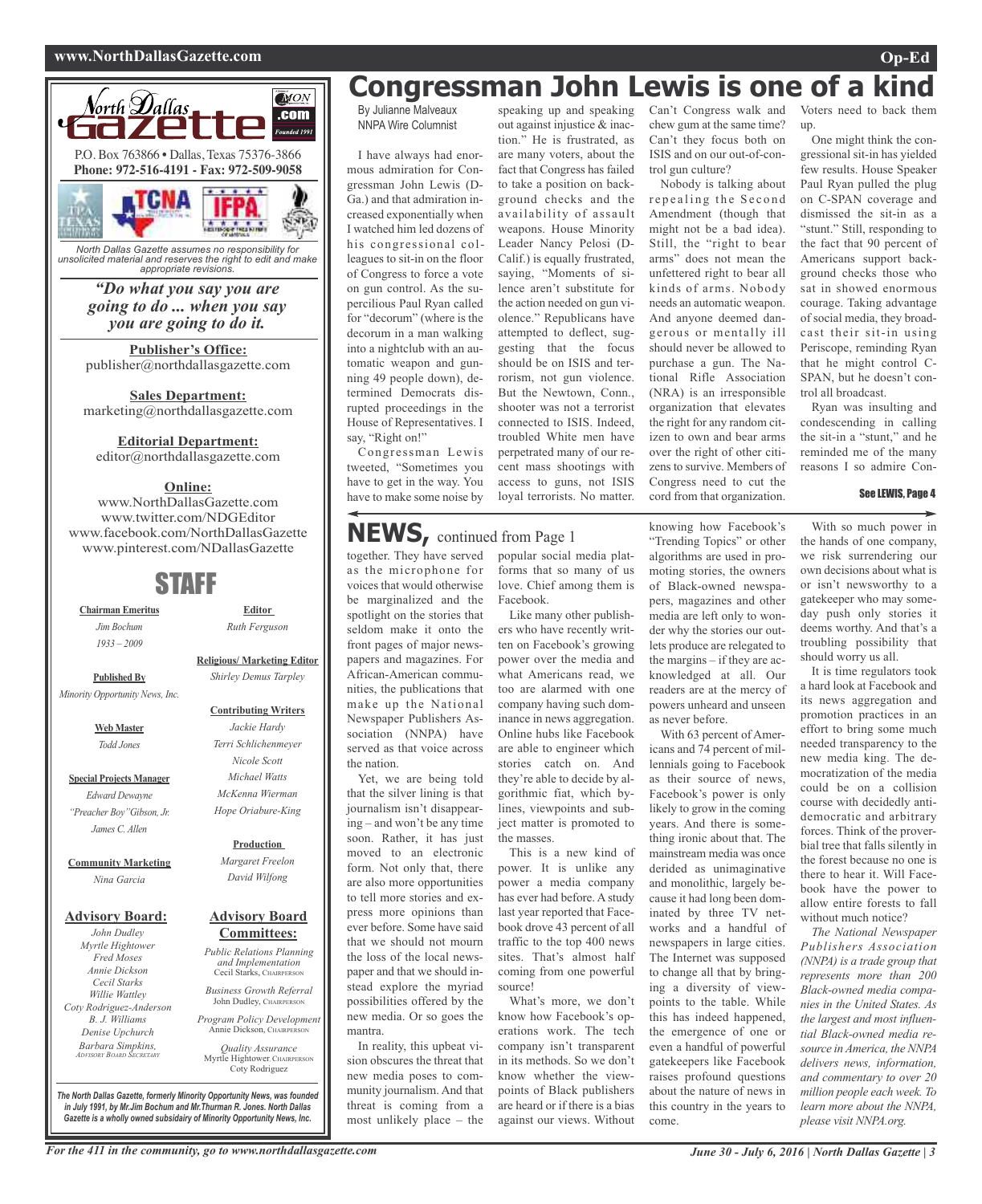# Congressman John Lewis is one of a kind

By Julianne Malveaux
NNPA Wire Columnist

I have always had enormous admiration for Congressman John Lewis (D-Ga.) and that admiration increased exponentially when I watched him led dozens of his congressional colleagues to sit-in on the floor of Congress to force a vote on gun control. As the supercilious Paul Ryan called for "decorum" (where is the decorum in a man walking into a nightclub with an automatic weapon and gunning 49 people down), determined Democrats disrupted proceedings in the House of Representatives. I say, "Right on!"

Congressman Lewis tweeted, "Sometimes you have to get in the way. You have to make some noise by speaking up and speaking out against injustice & inaction." He is frustrated, as are many voters, about the fact that Congress has failed to take a position on background checks and the availability of assault weapons. House Minority Leader Nancy Pelosi (D-Calif.) is equally frustrated, saying, "Moments of silence aren't substitute for the action needed on gun violence." Republicans have attempted to deflect, suggesting that the focus should be on ISIS and terrorism, not gun violence. But the Newtown, Conn., shooter was not a terrorist connected to ISIS. Indeed, troubled White men have perpetrated many of our recent mass shootings with access to guns, not ISIS loyal terrorists. No matter. Can't Congress walk and chew gum at the same time? Can't they focus both on ISIS and on our out-of-control gun culture?

Nobody is talking about repealing the Second Amendment (though that might not be a bad idea). Still, the "right to bear arms" does not mean the unfettered right to bear all kinds of arms. Nobody needs an automatic weapon. And anyone deemed dangerous or mentally ill should never be allowed to purchase a gun. The National Rifle Association (NRA) is an irresponsible organization that elevates the right for any random citizen to own and bear arms over the right of other citizens to survive. Members of Congress need to cut the cord from that organization. Voters need to back them up.

One might think the congressional sit-in has yielded few results. House Speaker Paul Ryan pulled the plug on C-SPAN coverage and dismissed the sit-in as a "stunt." Still, responding to the fact that 90 percent of Americans support background checks those who sat in showed enormous courage. Taking advantage of social media, they broadcast their sit-in using Periscope, reminding Ryan that he might control C-SPAN, but he doesn't control all broadcast.

Ryan was insulting and condescending in calling the sit-in a "stunt," and he reminded me of the many reasons I so admire Con-

See LEWIS, Page 4

---

# NEWS, continued from Page 1

together. They have served as the microphone for voices that would otherwise be marginalized and the spotlight on the stories that seldom make it onto the front pages of major newspapers and magazines. For African-American communities, the publications that make up the National Newspaper Publishers Association (NNPA) have served as that voice across the nation.

Yet, we are being told that the silver lining is that journalism isn't disappearing – and won't be any time soon. Rather, it has just moved to an electronic form. Not only that, there are also more opportunities to tell more stories and express more opinions than ever before. Some have said that we should not mourn the loss of the local newspaper and that we should instead explore the myriad possibilities offered by the new media. Or so goes the mantra.

In reality, this upbeat vision obscures the threat that new media poses to community journalism. And that threat is coming from a most unlikely place – the popular social media platforms that so many of us love. Chief among them is Facebook.

Like many other publishers who have recently written on Facebook's growing power over the media and what Americans read, we too are alarmed with one company having such dominance in news aggregation. Online hubs like Facebook are able to engineer which stories catch on. And they're able to decide by algorithmic fiat, which bylines, viewpoints and subject matter is promoted to the masses.

This is a new kind of power. It is unlike any power a media company has ever had before. A study last year reported that Facebook drove 43 percent of all traffic to the top 400 news sites. That's almost half coming from one powerful source!

What's more, we don't know how Facebook's operations work. The tech company isn't transparent in its methods. So we don't know whether the viewpoints of Black publishers are heard or if there is a bias against our views. Without knowing how Facebook's "Trending Topics" or other algorithms are used in promoting stories, the owners of Black-owned newspapers, magazines and other media are left only to wonder why the stories our outlets produce are relegated to the margins – if they are acknowledged at all. Our readers are at the mercy of powers unheard and unseen as never before.

With 63 percent of Americans and 74 percent of millennials going to Facebook as their source of news, Facebook's power is only likely to grow in the coming years. And there is something ironic about that. The mainstream media was once derided as unimaginative and monolithic, largely because it had long been dominated by three TV networks and a handful of newspapers in large cities. The Internet was supposed to change all that by bringing a diversity of viewpoints to the table. While this has indeed happened, the emergence of one or even a handful of powerful gatekeepers like Facebook raises profound questions about the nature of news in this country in the years to come.

With so much power in the hands of one company, we risk surrendering our own decisions about what is or isn't newsworthy to a gatekeeper who may someday push only stories it deems worthy. And that's a troubling possibility that should worry us all.

It is time regulators took a hard look at Facebook and its news aggregation and promotion practices in an effort to bring some much needed transparency to the new media king. The democratization of the media could be on a collision course with decidedly anti-democratic and arbitrary forces. Think of the proverbial tree that falls silently in the forest because no one is there to hear it. Will Facebook have the power to allow entire forests to fall without much notice?

*The National Newspaper Publishers Association (NNPA) is a trade group that represents more than 200 Black-owned media companies in the United States. As the largest and most influential Black-owned media resource in America, the NNPA delivers news, information, and commentary to over 20 million people each week. To learn more about the NNPA, please visit NNPA.org.*

---

**North Dallas Gazette** .com — Founded 1991

P.O. Box 763866 • Dallas, Texas 75376-3866
**Phone: 972-516-4191 - Fax: 972-509-9058**

*North Dallas Gazette assumes no responsibility for unsolicited material and reserves the right to edit and make appropriate revisions.*

***"Do what you say you are going to do ... when you say you are going to do it.***

**Publisher's Office:**
publisher@northdallasgazette.com

**Sales Department:**
marketing@northdallasgazette.com

**Editorial Department:**
editor@northdallasgazette.com

**Online:**
www.NorthDallasGazette.com
www.twitter.com/NDGEditor
www.facebook.com/NorthDallasGazette
www.pinterest.com/NDallasGazette

## STAFF

**Chairman Emeritus**
*Jim Bochum*
*1933 – 2009*

**Published By**
*Minority Opportunity News, Inc.*

**Web Master**
*Todd Jones*

**Special Projects Manager**
*Edward Dewayne "Preacher Boy" Gibson, Jr.*
*James C. Allen*

**Community Marketing**
*Nina Garcia*

**Editor**
*Ruth Ferguson*

**Religious/ Marketing Editor**
*Shirley Demus Tarpley*

**Contributing Writers**
*Jackie Hardy*
*Terri Schlichenmeyer*
*Nicole Scott*
*Michael Watts*
*McKenna Wierman*
*Hope Oriabure-King*

**Production**
*Margaret Freelon*
*David Wilfong*

**Advisory Board:**
*John Dudley*
*Myrtle Hightower*
*Fred Moses*
*Annie Dickson*
*Cecil Starks*
*Willie Wattley*
*Coty Rodriguez-Anderson*
*B. J. Williams*
*Denise Upchurch*
*Barbara Simpkins, Advisory Board Secretary*

**Advisory Board Committees:**
*Public Relations Planning and Implementation*
Cecil Starks, Chairperson
*Business Growth Referral*
John Dudley, Chairperson
*Program Policy Development*
Annie Dickson, Chairperson
*Quality Assurance*
Myrtle Hightower, Chairperson
Coty Rodriguez

*The North Dallas Gazette, formerly Minority Opportunity News, was founded in July 1991, by Mr.Jim Bochum and Mr.Thurman R. Jones. North Dallas Gazette is a wholly owned subsidairy of Minority Opportunity News, Inc.*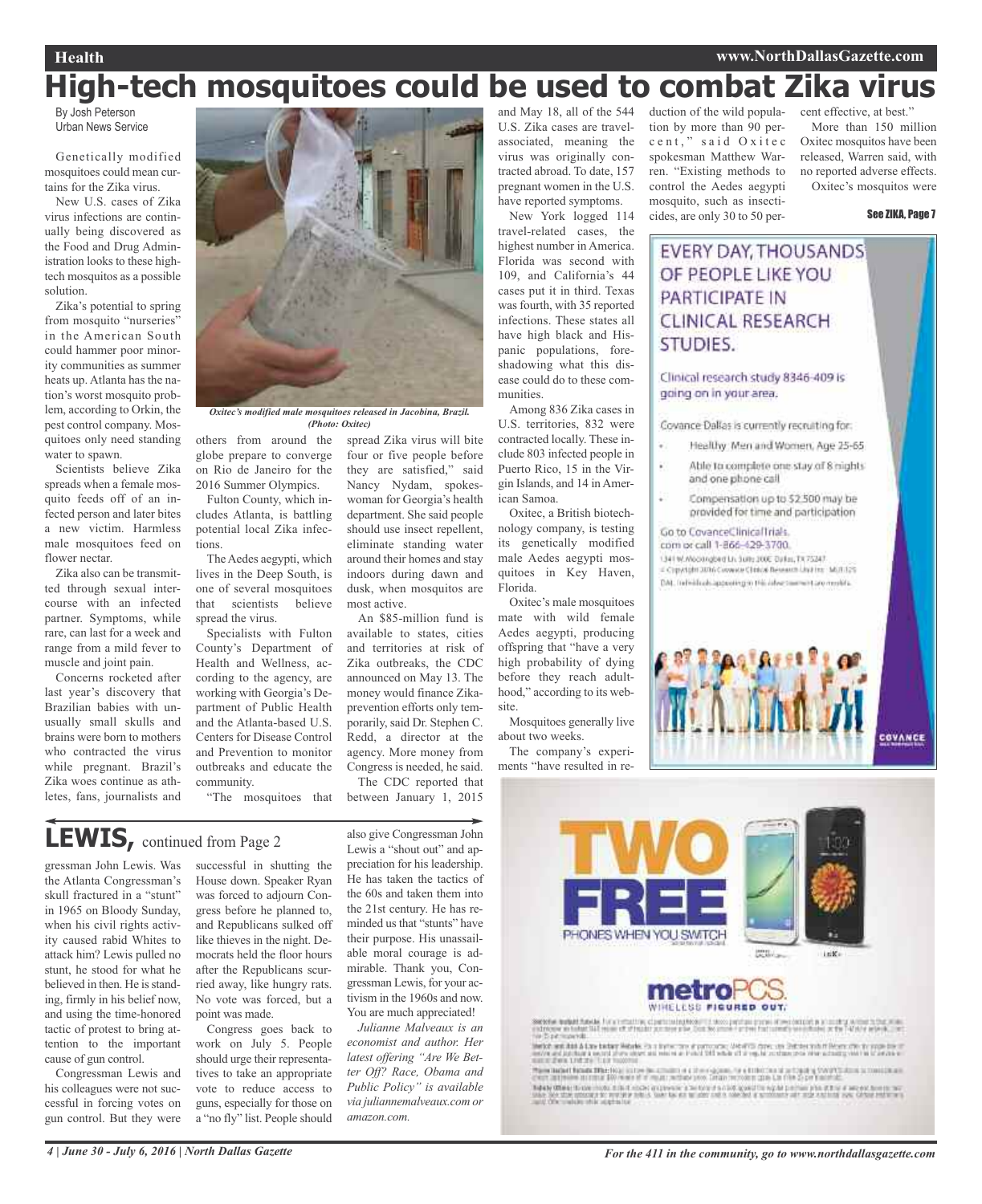# High-tech mosquitoes could be used to combat Zika virus

By Josh Peterson
Urban News Service

Genetically modified mosquitoes could mean curtains for the Zika virus.

New U.S. cases of Zika virus infections are continually being discovered as the Food and Drug Administration looks to these high-tech mosquitos as a possible solution.

Zika's potential to spring from mosquito "nurseries" in the American South could hammer poor minority communities as summer heats up. Atlanta has the nation's worst mosquito problem, according to Orkin, the pest control company. Mosquitoes only need standing water to spawn.

Scientists believe Zika spreads when a female mosquito feeds off of an infected person and later bites a new victim. Harmless male mosquitoes feed on flower nectar.

Zika also can be transmitted through sexual intercourse with an infected partner. Symptoms, while rare, can last for a week and range from a mild fever to muscle and joint pain.

Concerns rocketed after last year's discovery that Brazilian babies with unusually small skulls and brains were born to mothers who contracted the virus while pregnant. Brazil's Zika woes continue as athletes, fans, journalists and others from around the globe prepare to converge on Rio de Janeiro for the 2016 Summer Olympics.

*Oxitec's modified male mosquitoes released in Jacobina, Brazil. (Photo: Oxitec)*

Fulton County, which includes Atlanta, is battling potential local Zika infections.

The Aedes aegypti, which lives in the Deep South, is one of several mosquitoes that scientists believe spread the virus.

Specialists with Fulton County's Department of Health and Wellness, according to the agency, are working with Georgia's Department of Public Health and the Atlanta-based U.S. Centers for Disease Control and Prevention to monitor outbreaks and educate the community.

"The mosquitoes that spread Zika virus will bite four or five people before they are satisfied," said Nancy Nydam, spokeswoman for Georgia's health department. She said people should use insect repellent, eliminate standing water around their homes and stay indoors during dawn and dusk, when mosquitos are most active.

An $85-million fund is available to states, cities and territories at risk of Zika outbreaks, the CDC announced on May 13. The money would finance Zika-prevention efforts only temporarily, said Dr. Stephen C. Redd, a director at the agency. More money from Congress is needed, he said.

The CDC reported that between January 1, 2015 and May 18, all of the 544 U.S. Zika cases are travel-associated, meaning the virus was originally contracted abroad. To date, 157 pregnant women in the U.S. have reported symptoms.

New York logged 114 travel-related cases, the highest number in America. Florida was second with 109, and California's 44 cases put it in third. Texas was fourth, with 35 reported infections. These states all have high black and Hispanic populations, foreshadowing what this disease could do to these communities.

Among 836 Zika cases in U.S. territories, 832 were contracted locally. These include 803 infected people in Puerto Rico, 15 in the Virgin Islands, and 14 in American Samoa.

Oxitec, a British biotechnology company, is testing its genetically modified male Aedes aegypti mosquitoes in Key Haven, Florida.

Oxitec's male mosquitoes mate with wild female Aedes aegypti, producing offspring that "have a very high probability of dying before they reach adulthood," according to its website.

Mosquitoes generally live about two weeks.

The company's experiments "have resulted in reduction of the wild population by more than 90 percent," said Oxitec spokesman Matthew Warren. "Existing methods to control the Aedes aegypti mosquito, such as insecticides, are only 30 to 50 percent effective, at best."

More than 150 million Oxitec mosquitos have been released, Warren said, with no reported adverse effects.

Oxitec's mosquitos were

See ZIKA, Page 7

EVERY DAY, THOUSANDS OF PEOPLE LIKE YOU PARTICIPATE IN CLINICAL RESEARCH STUDIES.

Clinical research study 8346-409 is going on in your area.

Covance Dallas is currently recruiting for:

- Healthy Men and Women, Age 25-65
- Able to complete one stay of 8 nights and one phone call
- Compensation up to $2,500 may be provided for time and participation

Go to CovanceClinicalTrials.com or call 1-866-429-3700.

COVANCE

## LEWIS, continued from Page 2

gressman John Lewis. Was the Atlanta Congressman's skull fractured in a "stunt" in 1965 on Bloody Sunday, when his civil rights activity caused rabid Whites to attack him? Lewis pulled no stunt, he stood for what he believed in then. He is standing, firmly in his belief now, and using the time-honored tactic of protest to bring attention to the important cause of gun control.

Congressman Lewis and his colleagues were not successful in forcing votes on gun control. But they were successful in shutting the House down. Speaker Ryan was forced to adjourn Congress before he planned to, and Republicans sulked off like thieves in the night. Democrats held the floor hours after the Republicans scurried away, like hungry rats. No vote was forced, but a point was made.

Congress goes back to work on July 5. People should urge their representatives to take an appropriate vote to reduce access to guns, especially for those on a "no fly" list. People should also give Congressman John Lewis a "shout out" and appreciation for his leadership. He has taken the tactics of the 60s and taken them into the 21st century. He has reminded us that "stunts" have their purpose. His unassailable moral courage is admirable. Thank you, Congressman Lewis, for your activism in the 1960s and now. You are much appreciated!

*Julianne Malveaux is an economist and author. Her latest offering "Are We Better Off? Race, Obama and Public Policy" is available via juliannemalveaux.com or amazon.com.*

TWO FREE PHONES WHEN YOU SWITCH

metroPCS. WIRELESS FIGURED OUT.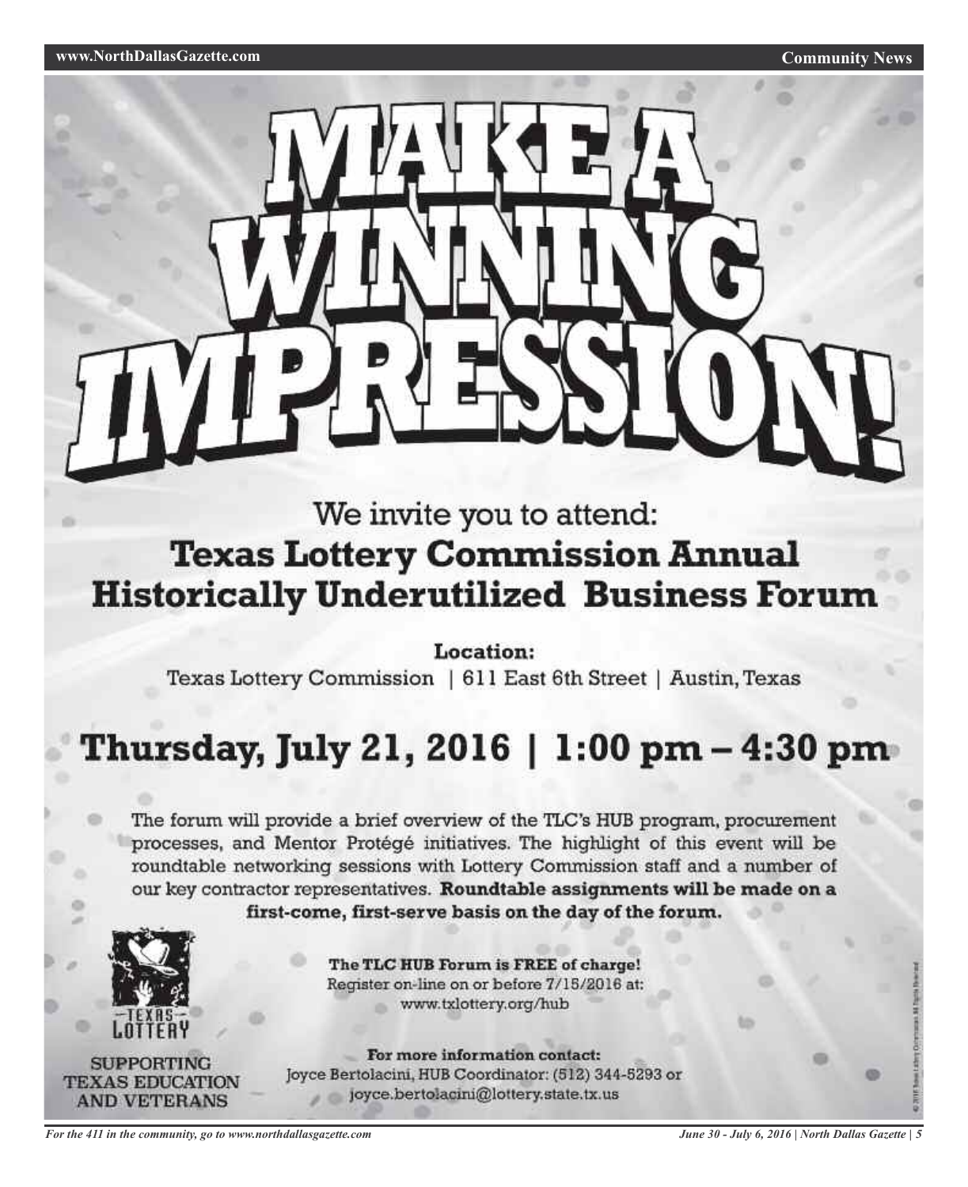# MAKE A WINNING IMPRESSION!

We invite you to attend:

## Texas Lottery Commission Annual Historically Underutilized Business Forum

**Location:**

Texas Lottery Commission | 611 East 6th Street | Austin, Texas

## Thursday, July 21, 2016 | 1:00 pm – 4:30 pm

The forum will provide a brief overview of the TLC's HUB program, procurement processes, and Mentor Protégé initiatives. The highlight of this event will be roundtable networking sessions with Lottery Commission staff and a number of our key contractor representatives. **Roundtable assignments will be made on a first-come, first-serve basis on the day of the forum.**

TEXAS LOTTERY

SUPPORTING TEXAS EDUCATION AND VETERANS

**The TLC HUB Forum is FREE of charge!**
Register on-line on or before 7/15/2016 at:
www.txlottery.org/hub

**For more information contact:**
Joyce Bertolacini, HUB Coordinator: (512) 344-5293 or
joyce.bertolacini@lottery.state.tx.us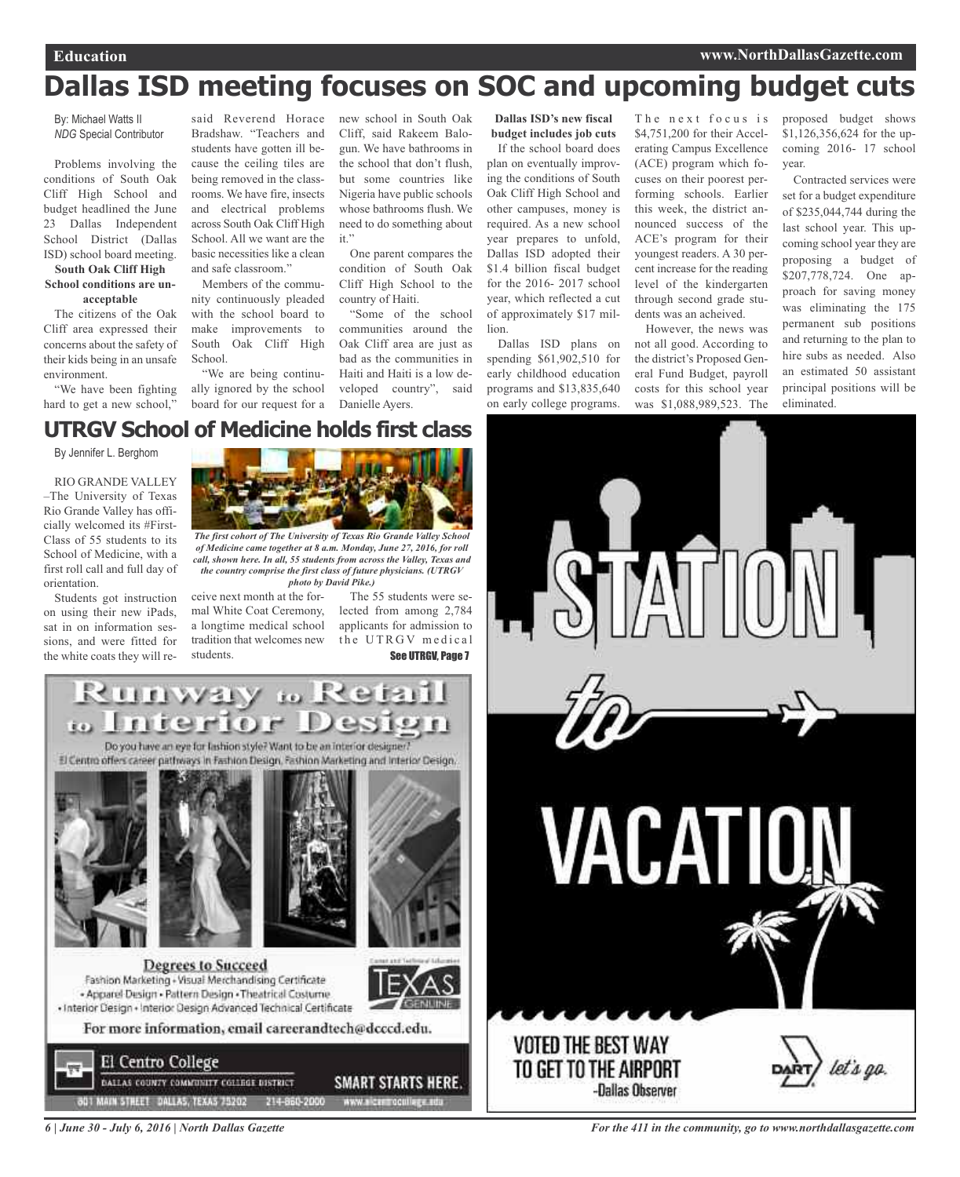# Dallas ISD meeting focuses on SOC and upcoming budget cuts

By: Michael Watts II
*NDG* Special Contributor

Problems involving the conditions of South Oak Cliff High School and budget headlined the June 23 Dallas Independent School District (Dallas ISD) school board meeting.

**South Oak Cliff High School conditions are unacceptable**

The citizens of the Oak Cliff area expressed their concerns about the safety of their kids being in an unsafe environment.

"We have been fighting hard to get a new school," said Reverend Horace Bradshaw. "Teachers and students have gotten ill because the ceiling tiles are being removed in the classrooms. We have fire, insects and electrical problems across South Oak Cliff High School. All we want are the basic necessities like a clean and safe classroom."

Members of the community continuously pleaded with the school board to make improvements to South Oak Cliff High School.

"We are being continually ignored by the school board for our request for a new school in South Oak Cliff, said Rakeem Balogun. We have bathrooms in the school that don't flush, but some countries like Nigeria have public schools whose bathrooms flush. We need to do something about it."

One parent compares the condition of South Oak Cliff High School to the country of Haiti.

"Some of the school communities around the Oak Cliff area are just as bad as the communities in Haiti and Haiti is a low developed country", said Danielle Ayers.

**Dallas ISD's new fiscal budget includes job cuts**

If the school board does plan on eventually improving the conditions of South Oak Cliff High School and other campuses, money is required. As a new school year prepares to unfold, Dallas ISD adopted their $1.4 billion fiscal budget for the 2016- 2017 school year, which reflected a cut of approximately $17 million.

Dallas ISD plans on spending $61,902,510 for early childhood education programs and $13,835,640 on early college programs.

The next focus is $4,751,200 for their Accelerating Campus Excellence (ACE) program which focuses on their poorest performing schools. Earlier this week, the district announced success of the ACE's program for their youngest readers. A 30 percent increase for the reading level of the kindergarten through second grade students was an acheived.

However, the news was not all good. According to the district's Proposed General Fund Budget, payroll costs for this school year was $1,088,989,523. The proposed budget shows $1,126,356,624 for the upcoming 2016- 17 school year.

Contracted services were set for a budget expenditure of $235,044,744 during the last school year. This upcoming school year they are proposing a budget of $207,778,724. One approach for saving money was eliminating the 175 permanent sub positions and returning to the plan to hire subs as needed. Also an estimated 50 assistant principal positions will be eliminated.

# UTRGV School of Medicine holds first class

By Jennifer L. Berghom

RIO GRANDE VALLEY –The University of Texas Rio Grande Valley has officially welcomed its #FirstClass of 55 students to its School of Medicine, with a first roll call and full day of orientation.

*The first cohort of The University of Texas Rio Grande Valley School of Medicine came together at 8 a.m. Monday, June 27, 2016, for roll call, shown here. In all, 55 students from across the Valley, Texas and the country comprise the first class of future physicians. (UTRGV photo by David Pike.)*

Students got instruction on using their new iPads, sat in on information sessions, and were fitted for the white coats they will receive next month at the formal White Coat Ceremony, a longtime medical school tradition that welcomes new students.

The 55 students were selected from among 2,784 applicants for admission to the UTRGV medical

**See UTRGV, Page 7**

---

**Runway to Retail to Interior Design**

Do you have an eye for fashion style? Want to be an interior designer? El Centro offers career pathways in Fashion Design, Fashion Marketing and Interior Design.

**Degrees to Succeed**

Fashion Marketing • Visual Merchandising Certificate • Apparel Design • Pattern Design • Theatrical Costume • Interior Design • Interior Design Advanced Technical Certificate

For more information, email careerandtech@dcccd.edu.

El Centro College — Dallas County Community College District — SMART STARTS HERE.
801 Main Street Dallas, Texas 75202 214-860-2000 www.elcentrocollege.edu

---

**STATION to VACATION**

VOTED THE BEST WAY TO GET TO THE AIRPORT -Dallas Observer

DART let's go.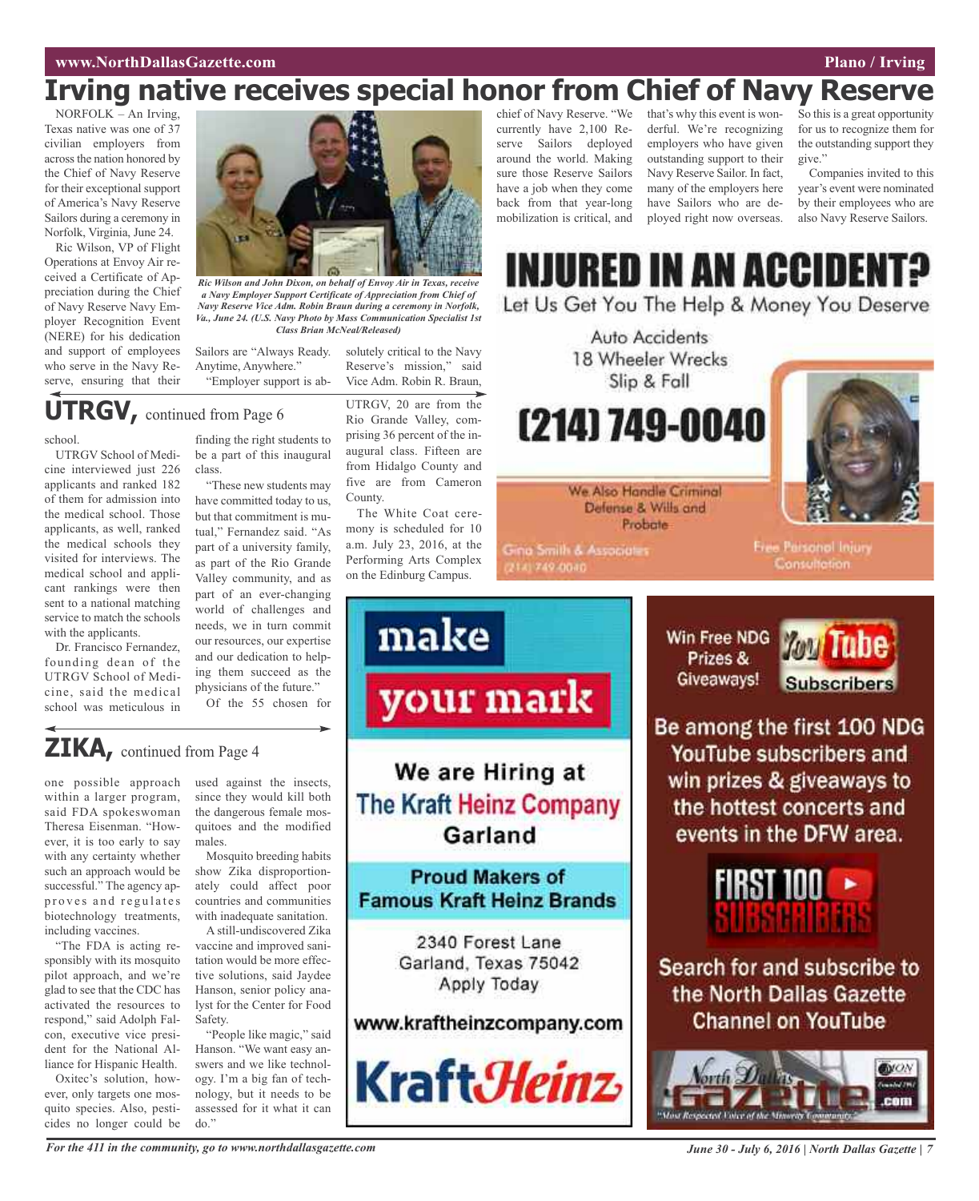# Irving native receives special honor from Chief of Navy Reserve

NORFOLK – An Irving, Texas native was one of 37 civilian employers from across the nation honored by the Chief of Navy Reserve for their exceptional support of America's Navy Reserve Sailors during a ceremony in Norfolk, Virginia, June 24.

Ric Wilson, VP of Flight Operations at Envoy Air received a Certificate of Appreciation during the Chief of Navy Reserve Navy Employer Recognition Event (NERE) for his dedication and support of employees who serve in the Navy Reserve, ensuring that their Sailors are "Always Ready. Anytime, Anywhere."

*Ric Wilson and John Dixon, on behalf of Envoy Air in Texas, receive a Navy Employer Support Certificate of Appreciation from Chief of Navy Reserve Vice Adm. Robin Braun during a ceremony in Norfolk, Va., June 24. (U.S. Navy Photo by Mass Communication Specialist 1st Class Brian McNeal/Released)*

"Employer support is absolutely critical to the Navy Reserve's mission," said Vice Adm. Robin R. Braun, chief of Navy Reserve. "We currently have 2,100 Reserve Sailors deployed around the world. Making sure those Reserve Sailors have a job when they come back from that year-long mobilization is critical, and that's why this event is wonderful. We're recognizing employers who have given outstanding support to their Navy Reserve Sailor. In fact, many of the employers here have Sailors who are deployed right now overseas. So this is a great opportunity for us to recognize them for the outstanding support they give."

Companies invited to this year's event were nominated by their employees who are also Navy Reserve Sailors.

## UTRGV, continued from Page 6

school.

UTRGV School of Medicine interviewed just 226 applicants and ranked 182 of them for admission into the medical school. Those applicants, as well, ranked the medical schools they visited for interviews. The medical school and applicant rankings were then sent to a national matching service to match the schools with the applicants.

Dr. Francisco Fernandez, founding dean of the UTRGV School of Medicine, said the medical school was meticulous in finding the right students to be a part of this inaugural class.

"These new students may have committed today to us, but that commitment is mutual," Fernandez said. "As part of a university family, as part of the Rio Grande Valley community, and as part of an ever-changing world of challenges and needs, we in turn commit our resources, our expertise and our dedication to helping them succeed as the physicians of the future."

Of the 55 chosen for UTRGV, 20 are from the Rio Grande Valley, comprising 36 percent of the inaugural class. Fifteen are from Hidalgo County and five are from Cameron County.

The White Coat ceremony is scheduled for 10 a.m. July 23, 2016, at the Performing Arts Complex on the Edinburg Campus.

## ZIKA, continued from Page 4

one possible approach within a larger program, said FDA spokeswoman Theresa Eisenman. "However, it is too early to say with any certainty whether such an approach would be successful." The agency approves and regulates biotechnology treatments, including vaccines.

"The FDA is acting responsibly with its mosquito pilot approach, and we're glad to see that the CDC has activated the resources to respond," said Adolph Falcon, executive vice president for the National Alliance for Hispanic Health.

Oxitec's solution, however, only targets one mosquito species. Also, pesticides no longer could be used against the insects, since they would kill both the dangerous female mosquitoes and the modified males.

Mosquito breeding habits show Zika disproportionately could affect poor countries and communities with inadequate sanitation.

A still-undiscovered Zika vaccine and improved sanitation would be more effective solutions, said Jaydee Hanson, senior policy analyst for the Center for Food Safety.

"People like magic," said Hanson. "We want easy answers and we like technology. I'm a big fan of technology, but it needs to be assessed for it what it can do."

**INJURED IN AN ACCIDENT?**
Let Us Get You The Help & Money You Deserve

Auto Accidents
18 Wheeler Wrecks
Slip & Fall

**(214) 749-0040**

We Also Handle Criminal Defense & Wills and Probate

Gina Smith & Associates
(214) 749-0040

Free Personal Injury Consultation

**make your mark**

We are Hiring at The Kraft Heinz Company Garland

Proud Makers of Famous Kraft Heinz Brands

2340 Forest Lane
Garland, Texas 75042
Apply Today

www.kraftheinzcompany.com

KraftHeinz

Win Free NDG Prizes & Giveaways! YouTube Subscribers

Be among the first 100 NDG YouTube subscribers and win prizes & giveaways to the hottest concerts and events in the DFW area.

FIRST 100 SUBSCRIBERS

Search for and subscribe to the North Dallas Gazette Channel on YouTube

North Dallas Gazette .com
"Most Respected Voice of the Minority Community"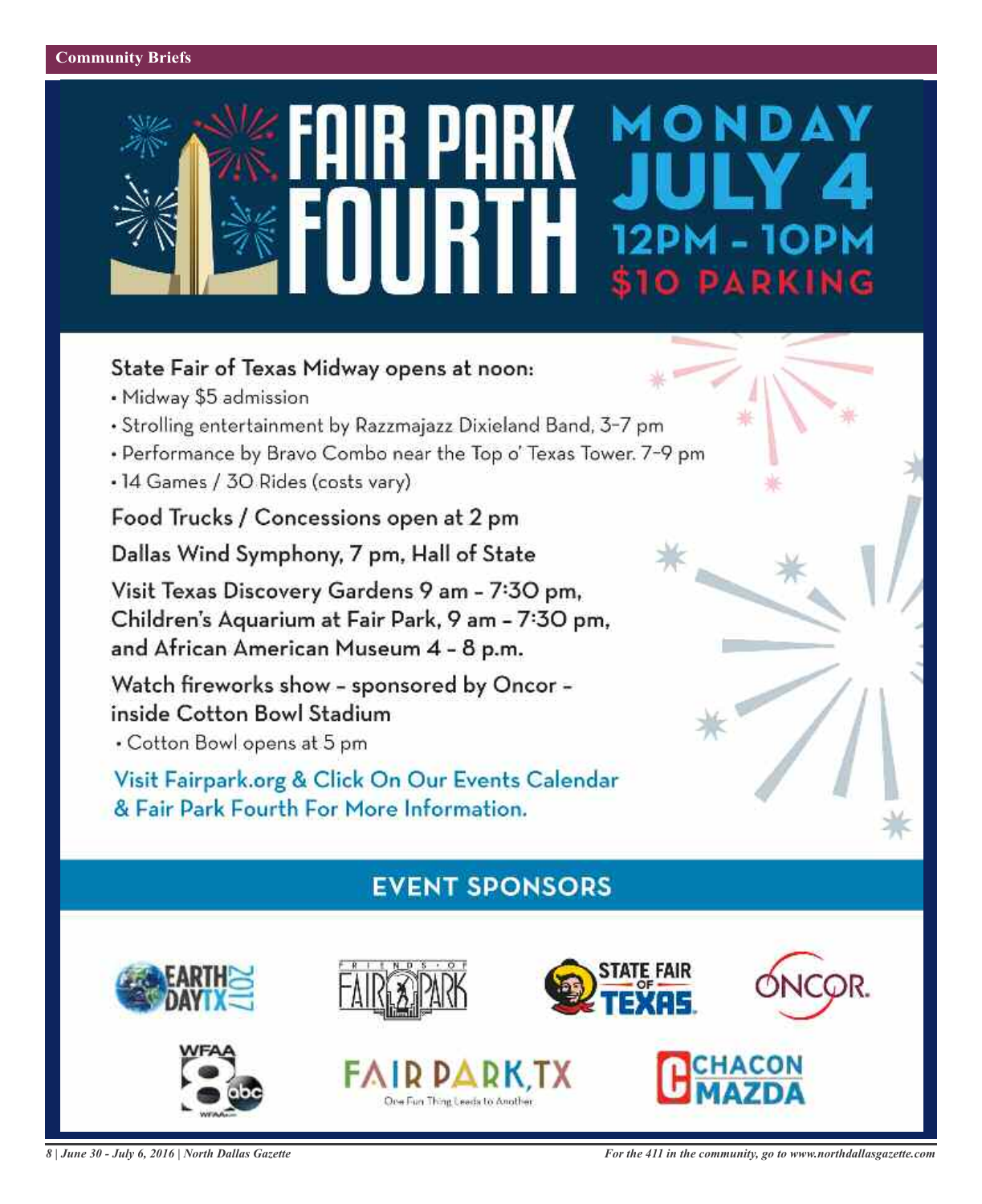Community Briefs

# FAIR PARK FOURTH

## MONDAY JULY 4
## 12PM - 10PM
## $10 PARKING

**State Fair of Texas Midway opens at noon:**

- Midway $5 admission
- Strolling entertainment by Razzmajazz Dixieland Band, 3-7 pm
- Performance by Bravo Combo near the Top o' Texas Tower. 7-9 pm
- 14 Games / 30 Rides (costs vary)

Food Trucks / Concessions open at 2 pm

Dallas Wind Symphony, 7 pm, Hall of State

Visit Texas Discovery Gardens 9 am - 7:30 pm, Children's Aquarium at Fair Park, 9 am - 7:30 pm, and African American Museum 4 - 8 p.m.

Watch fireworks show - sponsored by Oncor - inside Cotton Bowl Stadium

- Cotton Bowl opens at 5 pm

Visit Fairpark.org & Click On Our Events Calendar & Fair Park Fourth For More Information.

## EVENT SPONSORS

EARTH DAY TX 2017 · Friends of Fair Park · State Fair of Texas · Oncor · WFAA 8 abc · Fair Park, TX – One Fun Thing Leads to Another · Chacon Mazda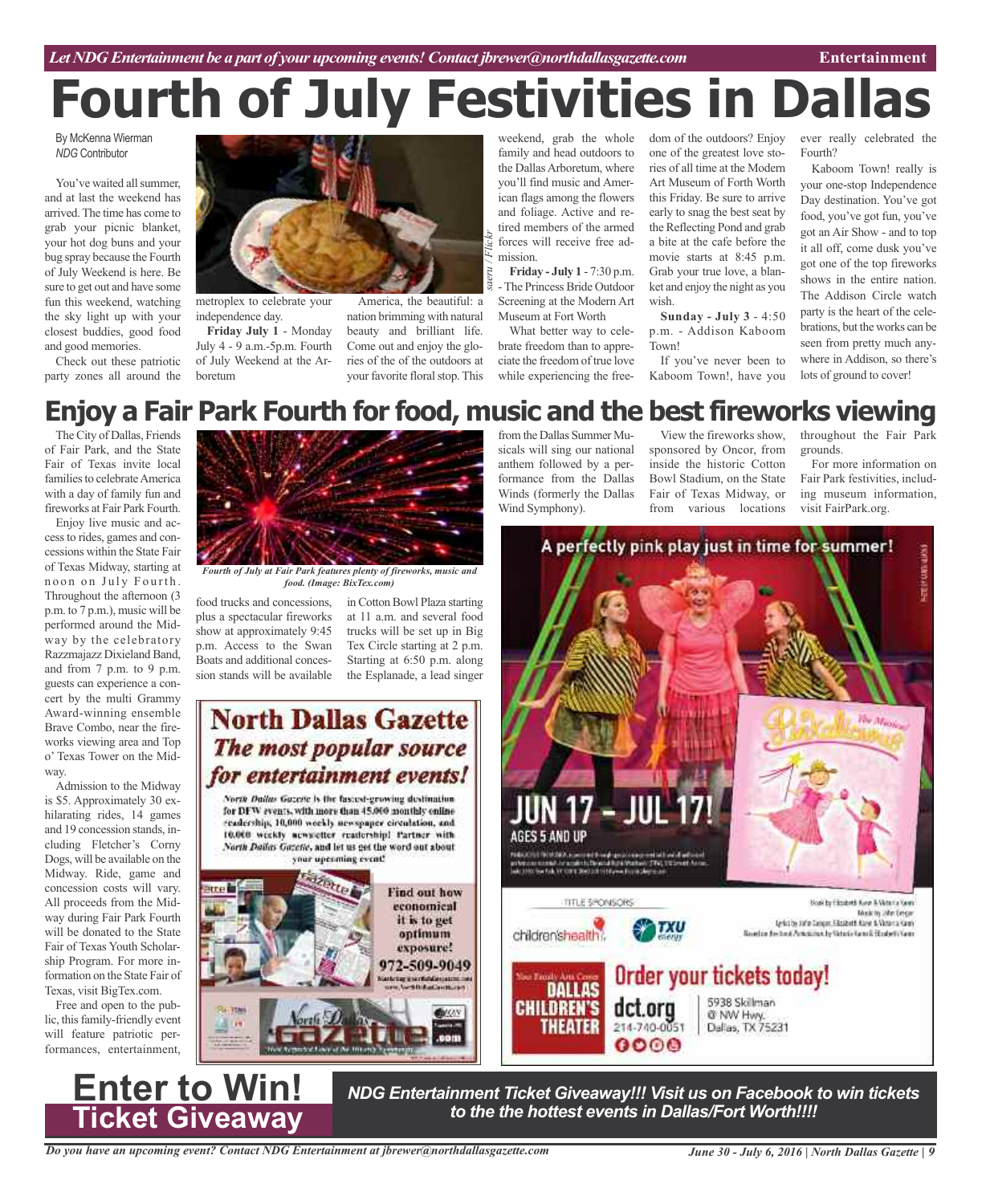# Fourth of July Festivities in Dallas

By McKenna Wierman
*NDG* Contributor

You've waited all summer, and at last the weekend has arrived. The time has come to grab your picnic blanket, your hot dog buns and your bug spray because the Fourth of July Weekend is here. Be sure to get out and have some fun this weekend, watching the sky light up with your closest buddies, good food and good memories.

Check out these patriotic party zones all around the metroplex to celebrate your independence day.

**Friday July 1** - Monday July 4 - 9 a.m.-5p.m. Fourth of July Weekend at the Arboretum

America, the beautiful: a nation brimming with natural beauty and brilliant life. Come out and enjoy the glories of the of the outdoors at your favorite floral stop. This weekend, grab the whole family and head outdoors to the Dallas Arboretum, where you'll find music and American flags among the flowers and foliage. Active and retired members of the armed forces will receive free admission.

saeru / Flickr

**Friday - July 1** - 7:30 p.m. - The Princess Bride Outdoor Screening at the Modern Art Museum at Fort Worth

What better way to celebrate freedom than to appreciate the freedom of true love while experiencing the freedom of the outdoors? Enjoy one of the greatest love stories of all time at the Modern Art Museum of Forth Worth this Friday. Be sure to arrive early to snag the best seat by the Reflecting Pond and grab a bite at the cafe before the movie starts at 8:45 p.m. Grab your true love, a blanket and enjoy the night as you wish.

**Sunday - July 3** - 4:50 p.m. - Addison Kaboom Town!

If you've never been to Kaboom Town!, have you ever really celebrated the Fourth?

Kaboom Town! really is your one-stop Independence Day destination. You've got food, you've got fun, you've got an Air Show - and to top it all off, come dusk you've got one of the top fireworks shows in the entire nation. The Addison Circle watch party is the heart of the celebrations, but the works can be seen from pretty much anywhere in Addison, so there's lots of ground to cover!

## Enjoy a Fair Park Fourth for food, music and the best fireworks viewing

The City of Dallas, Friends of Fair Park, and the State Fair of Texas invite local families to celebrate America with a day of family fun and fireworks at Fair Park Fourth.

Enjoy live music and access to rides, games and concessions within the State Fair of Texas Midway, starting at noon on July Fourth. Throughout the afternoon (3 p.m. to 7 p.m.), music will be performed around the Midway by the celebratory Razzmajazz Dixieland Band, and from 7 p.m. to 9 p.m. guests can experience a concert by the multi Grammy Award-winning ensemble Brave Combo, near the fireworks viewing area and Top o' Texas Tower on the Midway.

Admission to the Midway is $5. Approximately 30 exhilarating rides, 14 games and 19 concession stands, including Fletcher's Corny Dogs, will be available on the Midway. Ride, game and concession costs will vary. All proceeds from the Midway during Fair Park Fourth will be donated to the State Fair of Texas Youth Scholarship Program. For more information on the State Fair of Texas, visit BigTex.com.

Free and open to the public, this family-friendly event will feature patriotic performances, entertainment, food trucks and concessions, plus a spectacular fireworks show at approximately 9:45 p.m. Access to the Swan Boats and additional concession stands will be available in Cotton Bowl Plaza starting at 11 a.m. and several food trucks will be set up in Big Tex Circle starting at 2 p.m. Starting at 6:50 p.m. along the Esplanade, a lead singer from the Dallas Summer Musicals will sing our national anthem followed by a performance from the Dallas Winds (formerly the Dallas Wind Symphony).

*Fourth of July at Fair Park features plenty of fireworks, music and food. (Image: BixTex.com)*

View the fireworks show, sponsored by Oncor, from inside the historic Cotton Bowl Stadium, on the State Fair of Texas Midway, or from various locations throughout the Fair Park grounds.

For more information on Fair Park festivities, including museum information, visit FairPark.org.

**North Dallas Gazette**
*The most popular source for entertainment events!*

North Dallas Gazette is the fastest-growing destination for DFW events, with more than 45,000 monthly online readership, 10,000 weekly newspaper circulation, and 10,000 weekly newsletter readership! Partner with North Dallas Gazette, and let us get the word out about your upcoming event!

Find out how economical it is to get optimum exposure!
972-509-9049

A perfectly pink play just in time for summer!

JUN 17 – JUL 17!
AGES 5 AND UP

Order your tickets today!
Dallas Children's Theater
dct.org
214-740-0051
5938 Skillman @ NW Hwy. Dallas, TX 75231

# Enter to Win!
## Ticket Giveaway

***NDG Entertainment Ticket Giveaway!!! Visit us on Facebook to win tickets to the the hottest events in Dallas/Fort Worth!!!!***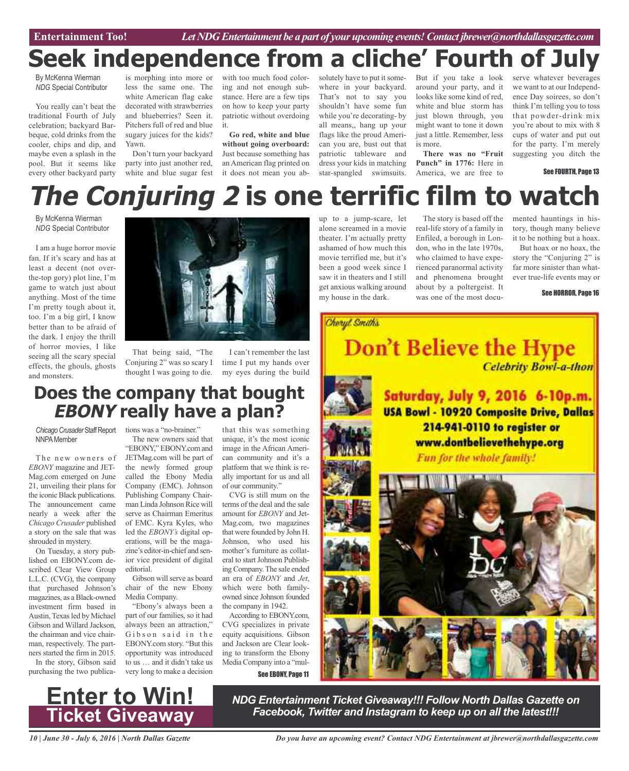# Seek independence from a cliche' Fourth of July

By McKenna Wierman
*NDG* Special Contributor

You really can't beat the traditional Fourth of July celebration; backyard Barbeque, cold drinks from the cooler, chips and dip, and maybe even a splash in the pool. But it seems like every other backyard party is morphing into more or less the same one. The white American flag cake decorated with strawberries and blueberries? Seen it. Pitchers full of red and blue sugary juices for the kids? Yawn.

Don't turn your backyard party into just another red, white and blue sugar fest with too much food coloring and not enough substance. Here are a few tips on how to keep your party patriotic without overdoing it.

**Go red, white and blue without going overboard:** Just because something has an American flag printed on it does not mean you absolutely have to put it somewhere in your backyard. That's not to say you shouldn't have some fun while you're decorating- by all means,, hang up your flags like the proud American you are, bust out that patriotic tableware and dress your kids in matching star-spangled swimsuits. But if you take a look around your party, and it looks like some kind of red, white and blue storm has just blown through, you might want to tone it down just a little. Remember, less is more.

**There was no "Fruit Punch" in 1776:** Here in America, we are free to serve whatever beverages we want to at our Independence Day soirees, so don't think I'm telling you to toss that powder-drink mix you're about to mix with 8 cups of water and put out for the party. I'm merely suggesting you ditch the

See FOURTH, Page 13

# *The Conjuring 2* is one terrific film to watch

By McKenna Wierman
*NDG* Special Contributor

I am a huge horror movie fan. If it's scary and has at least a decent (not over-the-top gory) plot line, I'm game to watch just about anything. Most of the time I'm pretty tough about it, too. I'm a big girl, I know better than to be afraid of the dark. I enjoy the thrill of horror movies, I like seeing all the scary special effects, the ghouls, ghosts and monsters.

That being said, "The Conjuring 2" was so scary I thought I was going to die.

I can't remember the last time I put my hands over my eyes during the build up to a jump-scare, let alone screamed in a movie theater. I'm actually pretty ashamed of how much this movie terrified me, but it's been a good week since I saw it in theaters and I still get anxious walking around my house in the dark.

The story is based off the real-life story of a family in Enfiled, a borough in London, who in the late 1970s, who claimed to have experienced paranormal activity and phenomena brought about by a poltergeist. It was one of the most documented hauntings in history, though many believe it to be nothing but a hoax.

But hoax or no hoax, the story the "Conjuring 2" is far more sinister than whatever true-life events may or

See HORROR, Page 16

# Does the company that bought *EBONY* really have a plan?

*Chicago Crusader* Staff Report
NNPA Member

The new owners of *EBONY* magazine and JET-Mag.com emerged on June 21, unveiling their plans for the iconic Black publications. The announcement came nearly a week after the *Chicago Crusader* published a story on the sale that was shrouded in mystery.

On Tuesday, a story published on EBONY.com described Clear View Group L.L.C. (CVG), the company that purchased Johnson's magazines, as a Black-owned investment firm based in Austin, Texas led by Michael Gibson and Willard Jackson, the chairman and vice chairman, respectively. The partners started the firm in 2015.

In the story, Gibson said purchasing the two publications was a "no-brainer."

The new owners said that "EBONY," EBONY.com and JETMag.com will be part of the newly formed group called the Ebony Media Company (EMC). Johnson Publishing Company Chairman Linda Johnson Rice will serve as Chairman Emeritus of EMC. Kyra Kyles, who led the *EBONY's* digital operations, will be the magazine's editor-in-chief and senior vice president of digital editorial.

Gibson will serve as board chair of the new Ebony Media Company.

"Ebony's always been a part of our families, so it had always been an attraction," Gibson said in the EBONY.com story. "But this opportunity was introduced to us … and it didn't take us very long to make a decision that this was something unique, it's the most iconic image in the African American community and it's a platform that we think is really important for us and all of our community."

CVG is still mum on the terms of the deal and the sale amount for *EBONY* and Jet-Mag.com, two magazines that were founded by John H. Johnson, who used his mother's furniture as collateral to start Johnson Publishing Company. The sale ended an era of *EBONY* and *Jet*, which were both family-owned since Johnson founded the company in 1942.

According to EBONY.com, CVG specializes in private equity acquisitions. Gibson and Jackson are Clear looking to transform the Ebony Media Company into a "mul-

See EBONY, Page 11

Cheryl Smith's

**Don't Believe the Hype**
*Celebrity Bowl-a-thon*

**Saturday, July 9, 2016 6-10p.m.**
**USA Bowl - 10920 Composite Drive, Dallas**
**214-941-0110 to register or**
**www.dontbelievethehype.org**
*Fun for the whole family!*

**Enter to Win!**
**Ticket Giveaway**

***NDG Entertainment Ticket Giveaway!!! Follow North Dallas Gazette on Facebook, Twitter and Instagram to keep up on all the latest!!!***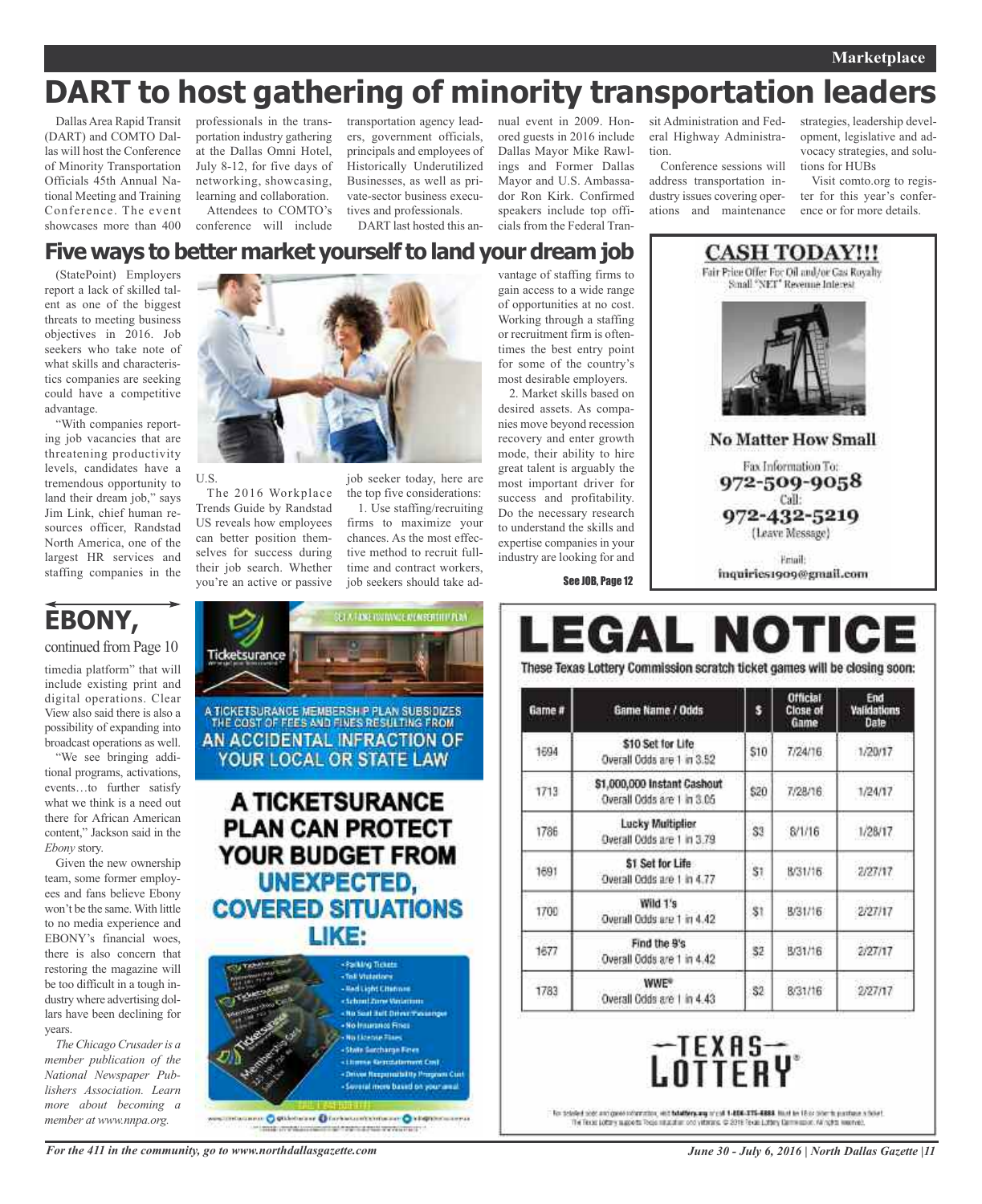# DART to host gathering of minority transportation leaders

Dallas Area Rapid Transit (DART) and COMTO Dallas will host the Conference of Minority Transportation Officials 45th Annual National Meeting and Training Conference. The event showcases more than 400 professionals in the transportation industry gathering at the Dallas Omni Hotel, July 8-12, for five days of networking, showcasing, learning and collaboration.

Attendees to COMTO's conference will include transportation agency leaders, government officials, principals and employees of Historically Underutilized Businesses, as well as private-sector business executives and professionals.

DART last hosted this annual event in 2009. Honored guests in 2016 include Dallas Mayor Mike Rawlings and Former Dallas Mayor and U.S. Ambassador Ron Kirk. Confirmed speakers include top officials from the Federal Transit Administration and Federal Highway Administration.

Conference sessions will address transportation industry issues covering operations and maintenance strategies, leadership development, legislative and advocacy strategies, and solutions for HUBs

Visit comto.org to register for this year's conference or for more details.

## Five ways to better market yourself to land your dream job

(StatePoint) Employers report a lack of skilled talent as one of the biggest threats to meeting business objectives in 2016. Job seekers who take note of what skills and characteristics companies are seeking could have a competitive advantage.

"With companies reporting job vacancies that are threatening productivity levels, candidates have a tremendous opportunity to land their dream job," says Jim Link, chief human resources officer, Randstad North America, one of the largest HR services and staffing companies in the U.S.

The 2016 Workplace Trends Guide by Randstad US reveals how employees can better position themselves for success during their job search. Whether you're an active or passive job seeker today, here are the top five considerations:

1. Use staffing/recruiting firms to maximize your chances. As the most effective method to recruit full-time and contract workers, job seekers should take advantage of staffing firms to gain access to a wide range of opportunities at no cost. Working through a staffing or recruitment firm is oftentimes the best entry point for some of the country's most desirable employers.

2. Market skills based on desired assets. As companies move beyond recession recovery and enter growth mode, their ability to hire great talent is arguably the most important driver for success and profitability. Do the necessary research to understand the skills and expertise companies in your industry are looking for and

See JOB, Page 12

**CASH TODAY!!!**

Fair Price Offer For Oil and/or Gas Royalty
Small "NET" Revenue Interest

**No Matter How Small**

Fax Information To:
**972-509-9058**
Call:
**972-432-5219**
(Leave Message)

Email:
inquiries1909@gmail.com

## EBONY,

continued from Page 10

timedia platform" that will include existing print and digital operations. Clear View also said there is also a possibility of expanding into broadcast operations as well.

"We see bringing additional programs, activations, events…to further satisfy what we think is a need out there for African American content," Jackson said in the *Ebony* story.

Given the new ownership team, some former employees and fans believe Ebony won't be the same. With little to no media experience and EBONY's financial woes, there is also concern that restoring the magazine will be too difficult in a tough industry where advertising dollars have been declining for years.

*The Chicago Crusader is a member publication of the National Newspaper Publishers Association. Learn more about becoming a member at www.nnpa.org.*

Ticketsurance

A TICKETSURANCE MEMBERSHIP PLAN SUBSIDIZES THE COST OF FEES AND FINES RESULTING FROM AN ACCIDENTAL INFRACTION OF YOUR LOCAL OR STATE LAW

**A TICKETSURANCE PLAN CAN PROTECT YOUR BUDGET FROM UNEXPECTED, COVERED SITUATIONS LIKE:**

- Parking Tickets
- Toll Violations
- Red Light Citations
- School Zone Violations
- No Seat Belt Driver/Passenger
- No Insurance Fines
- No License Fines
- State Surcharge Fines
- License Reinstatement Cost
- Driver Responsibility Program Cost
- Several more based on your area!

# LEGAL NOTICE

These Texas Lottery Commission scratch ticket games will be closing soon:

| Game # | Game Name / Odds | $ | Official Close of Game | End Validations Date |
|---|---|---|---|---|
| 1694 | $10 Set for Life<br>Overall Odds are 1 in 3.52 | $10 | 7/24/16 | 1/20/17 |
| 1713 | $1,000,000 Instant Cashout<br>Overall Odds are 1 in 3.05 | $20 | 7/28/16 | 1/24/17 |
| 1786 | Lucky Multiplier<br>Overall Odds are 1 in 3.79 | $3 | 8/1/16 | 1/28/17 |
| 1691 | $1 Set for Life<br>Overall Odds are 1 in 4.77 | $1 | 8/31/16 | 2/27/17 |
| 1700 | Wild 1's<br>Overall Odds are 1 in 4.42 | $1 | 8/31/16 | 2/27/17 |
| 1677 | Find the 9's<br>Overall Odds are 1 in 4.42 | $2 | 8/31/16 | 2/27/17 |
| 1783 | WWE®<br>Overall Odds are 1 in 4.43 | $2 | 8/31/16 | 2/27/17 |

TEXAS LOTTERY®

For detailed odds and game information, visit txlottery.org or call 1-800-375-6886. Must be 18 or older to purchase a ticket. The Texas Lottery supports Texas education and veterans. © 2016 Texas Lottery Commission. All rights reserved.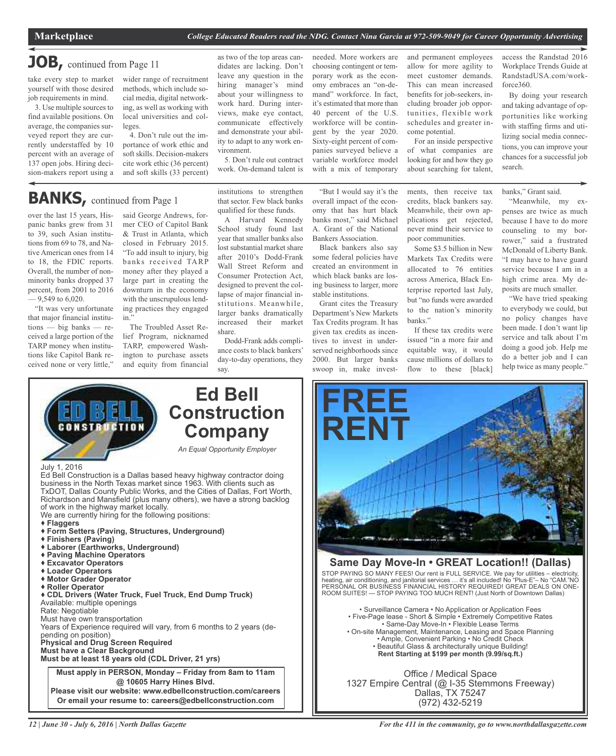## JOB, continued from Page 11

take every step to market yourself with those desired job requirements in mind.

3. Use multiple sources to find available positions. On average, the companies surveyed report they are currently understaffed by 10 percent with an average of 137 open jobs. Hiring decision-makers report using a wider range of recruitment methods, which include social media, digital networking, as well as working with local universities and colleges.

4. Don't rule out the importance of work ethic and soft skills. Decision-makers cite work ethic (36 percent) and soft skills (33 percent) as two of the top areas candidates are lacking. Don't leave any question in the hiring manager's mind about your willingness to work hard. During interviews, make eye contact, communicate effectively and demonstrate your ability to adapt to any work environment.

5. Don't rule out contract work. On-demand talent is needed. More workers are choosing contingent or temporary work as the economy embraces an "on-demand" workforce. In fact, it's estimated that more than 40 percent of the U.S. workforce will be contingent by the year 2020. Sixty-eight percent of companies surveyed believe a variable workforce model with a mix of temporary and permanent employees allow for more agility to meet customer demands. This can mean increased benefits for job-seekers, including broader job opportunities, flexible work schedules and greater income potential.

For an inside perspective of what companies are looking for and how they go about searching for talent, access the Randstad 2016 Workplace Trends Guide at RandstadUSA.com/workforce360.

By doing your research and taking advantage of opportunities like working with staffing firms and utilizing social media connections, you can improve your chances for a successful job search.

## BANKS, continued from Page 1

over the last 15 years, Hispanic banks grew from 31 to 39, such Asian institutions from 69 to 78, and Native American ones from 14 to 18, the FDIC reports. Overall, the number of nonminority banks dropped 37 percent, from 2001 to 2016 — 9,549 to 6,020.

"It was very unfortunate that major financial institutions — big banks — received a large portion of the TARP money when institutions like Capitol Bank received none or very little," said George Andrews, former CEO of Capitol Bank & Trust in Atlanta, which closed in February 2015. "To add insult to injury, big banks received TARP money after they played a large part in creating the downturn in the economy with the unscrupulous lending practices they engaged in."

The Troubled Asset Relief Program, nicknamed TARP, empowered Washington to purchase assets and equity from financial institutions to strengthen that sector. Few black banks qualified for these funds.

A Harvard Kennedy School study found last year that smaller banks also lost substantial market share after 2010's Dodd-Frank Wall Street Reform and Consumer Protection Act, designed to prevent the collapse of major financial institutions. Meanwhile, larger banks dramatically increased their market share.

Dodd-Frank adds compliance costs to black bankers' day-to-day operations, they say.

"But I would say it's the overall impact of the economy that has hurt black banks most," said Michael A. Grant of the National Bankers Association.

Black bankers also say some federal policies have created an environment in which black banks are losing business to larger, more stable institutions.

Grant cites the Treasury Department's New Markets Tax Credits program. It has given tax credits as incentives to invest in underserved neighborhoods since 2000. But larger banks swoop in, make investments, then receive tax credits, black bankers say. Meanwhile, their own applications get rejected, never mind their service to poor communities.

Some $3.5 billion in New Markets Tax Credits were allocated to 76 entities across America, Black Enterprise reported last July, but "no funds were awarded to the nation's minority banks."

If these tax credits were issued "in a more fair and equitable way, it would cause millions of dollars to flow to these [black] banks," Grant said.

"Meanwhile, my expenses are twice as much because I have to do more counseling to my borrower," said a frustrated McDonald of Liberty Bank. "I may have to have guard service because I am in a high crime area. My deposits are much smaller.

"We have tried speaking to everybody we could, but no policy changes have been made. I don't want lip service and talk about I'm doing a good job. Help me do a better job and I can help twice as many people."

---

# Ed Bell Construction Company

*An Equal Opportunity Employer*

July 1, 2016

Ed Bell Construction is a Dallas based heavy highway contractor doing business in the North Texas market since 1963. With clients such as TxDOT, Dallas County Public Works, and the Cities of Dallas, Fort Worth, Richardson and Mansfield (plus many others), we have a strong backlog of work in the highway market locally.

We are currently hiring for the following positions:

- **Flaggers**
- **Form Setters (Paving, Structures, Underground)**
- **Finishers (Paving)**
- **Laborer (Earthworks, Underground)**
- **Paving Machine Operators**
- **Excavator Operators**
- **Loader Operators**
- **Motor Grader Operator**
- **Roller Operator**
- **CDL Drivers (Water Truck, Fuel Truck, End Dump Truck)**

Available: multiple openings
Rate: Negotiable
Must have own transportation
Years of Experience required will vary, from 6 months to 2 years (depending on position)
**Physical and Drug Screen Required**
**Must have a Clear Background**
**Must be at least 18 years old (CDL Driver, 21 yrs)**

**Must apply in PERSON, Monday – Friday from 8am to 11am @ 10605 Harry Hines Blvd.**
**Please visit our website: www.edbellconstruction.com/careers**
**Or email your resume to: careers@edbellconstruction.com**

---

# FREE RENT

## Same Day Move-In • GREAT Location!! (Dallas)

STOP PAYING SO MANY FEES! Our rent is FULL SERVICE. We pay for utilities – electricity, heating, air conditioning, and janitorial services … it's all included! No "Plus-E"– No "CAM."NO PERSONAL OR BUSINESS FINANCIAL HISTORY REQUIRED! GREAT DEALS ON ONE-ROOM SUITES! --- STOP PAYING TOO MUCH RENT! (Just North of Downtown Dallas)

• Surveillance Camera • No Application or Application Fees
• Five-Page lease - Short & Simple • Extremely Competitive Rates
• Same-Day Move-In • Flexible Lease Terms
• On-site Management, Maintenance, Leasing and Space Planning
• Ample, Convenient Parking • No Credit Check
• Beautiful Glass & architecturally unique Building!
**Rent Starting at $199 per month (9.99/sq.ft.)**

Office / Medical Space
1327 Empire Central (@ I-35 Stemmons Freeway)
Dallas, TX 75247
(972) 432-5219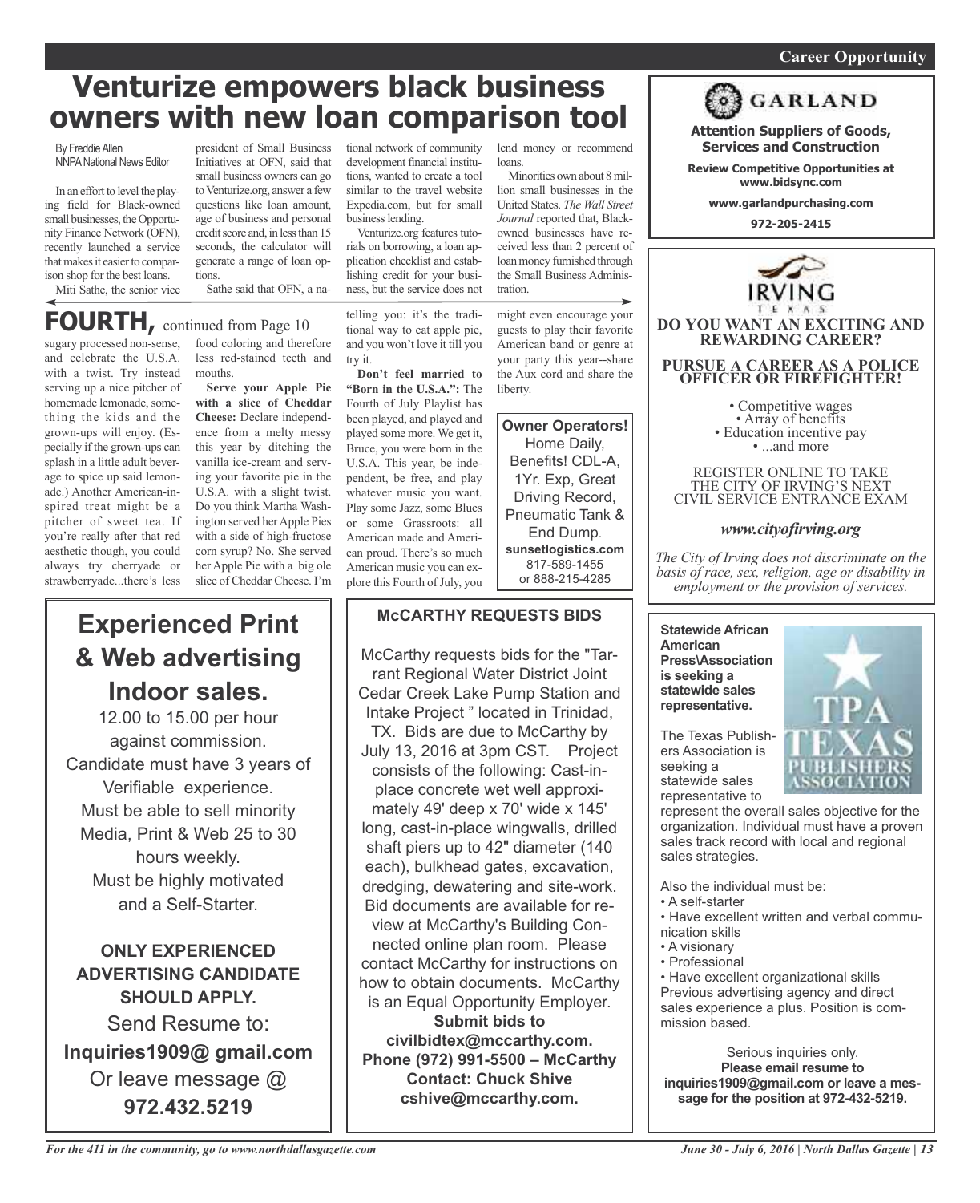# Venturize empowers black business owners with new loan comparison tool

By Freddie Allen
NNPA National News Editor

In an effort to level the playing field for Black-owned small businesses, the Opportunity Finance Network (OFN), recently launched a service that makes it easier to comparison shop for the best loans.

Miti Sathe, the senior vice president of Small Business Initiatives at OFN, said that small business owners can go to Venturize.org, answer a few questions like loan amount, age of business and personal credit score and, in less than 15 seconds, the calculator will generate a range of loan options.

Sathe said that OFN, a national network of community development financial institutions, wanted to create a tool similar to the travel website Expedia.com, but for small business lending.

Venturize.org features tutorials on borrowing, a loan application checklist and establishing credit for your business, but the service does not lend money or recommend loans.

Minorities own about 8 million small businesses in the United States. *The Wall Street Journal* reported that, Black-owned businesses have received less than 2 percent of loan money furnished through the Small Business Administration.

## FOURTH, continued from Page 10

sugary processed non-sense, and celebrate the U.S.A. with a twist. Try instead serving up a nice pitcher of homemade lemonade, something the kids and the grown-ups will enjoy. (Especially if the grown-ups can splash in a little adult beverage to spice up said lemonade.) Another American-inspired treat might be a pitcher of sweet tea. If you're really after that red aesthetic though, you could always try cherryade or strawberryade...there's less food coloring and therefore less red-stained teeth and mouths.

**Serve your Apple Pie with a slice of Cheddar Cheese:** Declare independence from a melty messy this year by ditching the vanilla ice-cream and serving your favorite pie in the U.S.A. with a slight twist. Do you think Martha Washington served her Apple Pies with a side of high-fructose corn syrup? No. She served her Apple Pie with a big ole slice of Cheddar Cheese. I'm telling you: it's the traditional way to eat apple pie, and you won't love it till you try it.

**Don't feel married to "Born in the U.S.A.":** The Fourth of July Playlist has been played, and played and played some more. We get it, Bruce, you were born in the U.S.A. This year, be independent, be free, and play whatever music you want. Play some Jazz, some Blues or some Grassroots: all American made and American proud. There's so much American music you can explore this Fourth of July, you might even encourage your guests to play their favorite American band or genre at your party this year--share the Aux cord and share the liberty.

---

**Owner Operators!**
Home Daily, Benefits! CDL-A, 1Yr. Exp, Great Driving Record, Pneumatic Tank & End Dump.
**sunsetlogistics.com**
817-589-1455
or 888-215-4285

---

## Career Opportunity

**GARLAND**

**Attention Suppliers of Goods, Services and Construction**

**Review Competitive Opportunities at www.bidsync.com**

**www.garlandpurchasing.com**

**972-205-2415**

---

**IRVING**
TEXAS

**DO YOU WANT AN EXCITING AND REWARDING CAREER?**

**PURSUE A CAREER AS A POLICE OFFICER OR FIREFIGHTER!**

- Competitive wages
- Array of benefits
- Education incentive pay
- ...and more

REGISTER ONLINE TO TAKE THE CITY OF IRVING'S NEXT CIVIL SERVICE ENTRANCE EXAM

***www.cityofirving.org***

*The City of Irving does not discriminate on the basis of race, sex, religion, age or disability in employment or the provision of services.*

---

## Experienced Print & Web advertising Indoor sales.

12.00 to 15.00 per hour against commission.
Candidate must have 3 years of Verifiable experience.
Must be able to sell minority Media, Print & Web 25 to 30 hours weekly.
Must be highly motivated and a Self-Starter.

**ONLY EXPERIENCED ADVERTISING CANDIDATE SHOULD APPLY.**

Send Resume to:
**Inquiries1909@ gmail.com**
Or leave message @
**972.432.5219**

---

## McCARTHY REQUESTS BIDS

McCarthy requests bids for the "Tarrant Regional Water District Joint Cedar Creek Lake Pump Station and Intake Project " located in Trinidad, TX. Bids are due to McCarthy by July 13, 2016 at 3pm CST. Project consists of the following: Cast-in-place concrete wet well approximately 49' deep x 70' wide x 145' long, cast-in-place wingwalls, drilled shaft piers up to 42" diameter (140 each), bulkhead gates, excavation, dredging, dewatering and site-work. Bid documents are available for review at McCarthy's Building Connected online plan room. Please contact McCarthy for instructions on how to obtain documents. McCarthy is an Equal Opportunity Employer.

**Submit bids to civilbidtex@mccarthy.com.**
**Phone (972) 991-5500 – McCarthy Contact: Chuck Shive cshive@mccarthy.com.**

---

**Statewide African American Press\Association is seeking a statewide sales representative.**

TPA TEXAS PUBLISHERS ASSOCIATION

The Texas Publishers Association is seeking a statewide sales representative to represent the overall sales objective for the organization. Individual must have a proven sales track record with local and regional sales strategies.

Also the individual must be:

- A self-starter
- Have excellent written and verbal communication skills
- A visionary
- Professional
- Have excellent organizational skills

Previous advertising agency and direct sales experience a plus. Position is commission based.

Serious inquiries only.
**Please email resume to inquiries1909@gmail.com or leave a message for the position at 972-432-5219.**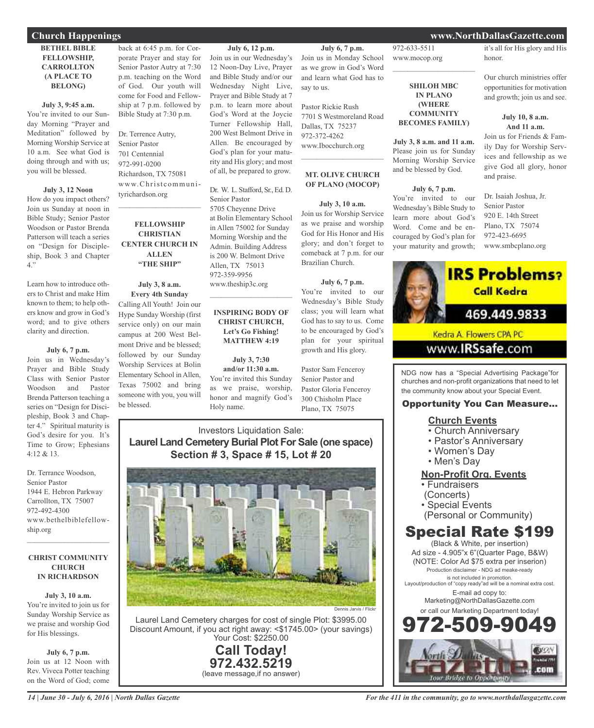## Church Happenings

**BETHEL BIBLE FELLOWSHIP, CARROLLTON (A PLACE TO BELONG)**

**July 3, 9:45 a.m.**
You're invited to our Sunday Morning "Prayer and Meditation" followed by Morning Worship Service at 10 a.m. See what God is doing through and with us; you will be blessed.

**July 3, 12 Noon**
How do you impact others? Join us Sunday at noon in Bible Study; Senior Pastor Woodson or Pastor Brenda Patterson will teach a series on "Design for Discipleship, Book 3 and Chapter 4."

Learn how to introduce others to Christ and make Him known to them; to help others know and grow in God's word; and to give others clarity and direction.

**July 6, 7 p.m.**
Join us in Wednesday's Prayer and Bible Study Class with Senior Pastor Woodson and Pastor Brenda Patterson teaching a series on "Design for Discipleship, Book 3 and Chapter 4." Spiritual maturity is God's desire for you. It's Time to Grow; Ephesians 4:12 & 13.

Dr. Terrance Woodson,
Senior Pastor
1944 E. Hebron Parkway
Carrollton, TX 75007
972-492-4300
www.bethelbiblefellowship.org

---

**CHRIST COMMUNITY CHURCH IN RICHARDSON**

**July 3, 10 a.m.**
You're invited to join us for Sunday Worship Service as we praise and worship God for His blessings.

**July 6, 7 p.m.**
Join us at 12 Noon with Rev. Viveca Potter teaching on the Word of God; come back at 6:45 p.m. for Corporate Prayer and stay for Senior Pastor Autry at 7:30 p.m. teaching on the Word of God. Our youth will come for Food and Fellowship at 7 p.m. followed by Bible Study at 7:30 p.m.

Dr. Terrence Autry,
Senior Pastor
701 Centennial
972-991-0200
Richardson, TX 75081
www.Christcommunityrichardson.org

---

**FELLOWSHIP CHRISTIAN CENTER CHURCH IN ALLEN "THE SHIP"**

**July 3, 8 a.m.**
**Every 4th Sunday**
Calling All Youth! Join our Hype Sunday Worship (first service only) on our main campus at 200 West Belmont Drive and be blessed; followed by our Sunday Worship Services at Bolin Elementary School in Allen, Texas 75002 and bring someone with you, you will be blessed.

**July 6, 12 p.m.**
Join us in our Wednesday's 12 Noon-Day Live, Prayer and Bible Study and/or our Wednesday Night Live, Prayer and Bible Study at 7 p.m. to learn more about God's Word at the Joycie Turner Fellowship Hall, 200 West Belmont Drive in Allen. Be encouraged by God's plan for your maturity and His glory; and most of all, be prepared to grow.

Dr. W. L. Stafford, Sr., Ed. D.
Senior Pastor
5705 Cheyenne Drive
at Bolin Elementary School in Allen 75002 for Sunday Morning Worship and the Admin. Building Address is 200 W. Belmont Drive
Allen, TX 75013
972-359-9956
www.theship3c.org

---

**INSPIRING BODY OF CHRIST CHURCH, Let's Go Fishing! MATTHEW 4:19**

**July 3, 7:30 and/or 11:30 a.m.**
You're invited this Sunday as we praise, worship, honor and magnify God's Holy name.

**July 6, 7 p.m.**
Join us in Monday School as we grow in God's Word and learn what God has to say to us.

Pastor Rickie Rush
7701 S Westmoreland Road
Dallas, TX 75237
972-372-4262
www.Ibocchurch.org

---

**MT. OLIVE CHURCH OF PLANO (MOCOP)**

**July 3, 10 a.m.**
Join us for Worship Service as we praise and worship God for His Honor and His glory; and don't forget to comeback at 7 p.m. for our Brazilian Church.

**July 6, 7 p.m.**
You're invited to our Wednesday's Bible Study class; you will learn what God has to say to us. Come to be encouraged by God's plan for your spiritual growth and His glory.

Pastor Sam Fenceroy
Senior Pastor and
Pastor Gloria Fenceroy
300 Chisholm Place
Plano, TX 75075
972-633-5511
www.mocop.org

---

**SHILOH MBC IN PLANO (WHERE COMMUNITY BECOMES FAMILY)**

**July 3, 8 a.m. and 11 a.m.**
Please join us for Sunday Morning Worship Service and be blessed by God.

**July 6, 7 p.m.**
You're invited to our Wednesday's Bible Study to learn more about God's Word. Come and be encouraged by God's plan for your maturity and growth; it's all for His glory and His honor.

Our church ministries offer opportunities for motivation and growth; join us and see.

**July 10, 8 a.m. And 11 a.m.**
Join us for Friends & Family Day for Worship Services and fellowship as we give God all glory, honor and praise.

Dr. Isaiah Joshua, Jr.
Senior Pastor
920 E. 14th Street
Plano, TX 75074
972-423-6695
www.smbcplano.org

---

Investors Liquidation Sale:
**Laurel Land Cemetery Burial Plot For Sale (one space)**
**Section # 3, Space # 15, Lot # 20**

Dennis Jarvis / Flickr

Laurel Land Cemetery charges for cost of single Plot: $3995.00
Discount Amount, if you act right away: <$1745.00> (your savings)
Your Cost: $2250.00

**Call Today!**
**972.432.5219**
(leave message,if no answer)

---

**IRS Problems?**
Call Kedra
469.449.9833
Kedra A. Flowers CPA PC
www.IRSsafe.com

---

NDG now has a "Special Advertising Package" for churches and non-profit organizations that need to let the community know about your Special Event.

**Opportunity You Can Measure...**

**Church Events**
- Church Anniversary
- Pastor's Anniversary
- Women's Day
- Men's Day

**Non-Profit Org. Events**
- Fundraisers (Concerts)
- Special Events (Personal or Community)

**Special Rate $199**
(Black & White, per insertion)
Ad size - 4.905"x 6"(Quarter Page, B&W)
(NOTE: Color Ad $75 extra per inserion)
Production disclaimer - NDG ad meake-ready is not included in promotion.
Layout/production of "copy ready"ad will be a nominal extra cost.
E-mail ad copy to:
Marketing@NorthDallasGazette.com
or call our Marketing Department today!
**972-509-9049**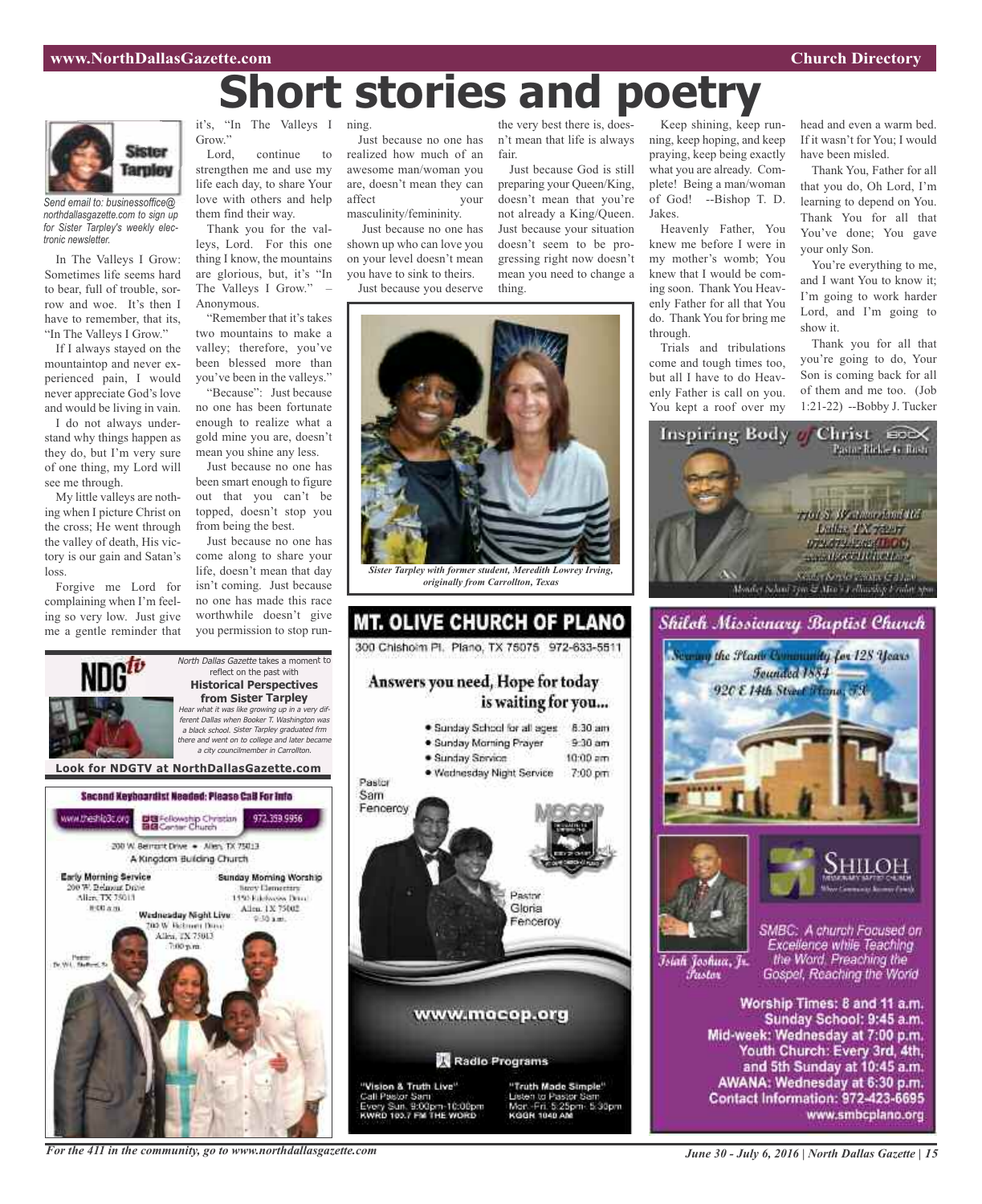# Short stories and poetry

Sister Tarpley

*Send email to: businessoffice@northdallasgazette.com to sign up for Sister Tarpley's weekly electronic newsletter.*

In The Valleys I Grow: Sometimes life seems hard to bear, full of trouble, sorrow and woe. It's then I have to remember, that its, "In The Valleys I Grow."

If I always stayed on the mountaintop and never experienced pain, I would never appreciate God's love and would be living in vain.

I do not always understand why things happen as they do, but I'm very sure of one thing, my Lord will see me through.

My little valleys are nothing when I picture Christ on the cross; He went through the valley of death, His victory is our gain and Satan's loss.

Forgive me Lord for complaining when I'm feeling so very low. Just give me a gentle reminder that it's, "In The Valleys I Grow."

Lord, continue to strengthen me and use my life each day, to share Your love with others and help them find their way.

Thank you for the valleys, Lord. For this one thing I know, the mountains are glorious, but, it's "In The Valleys I Grow." – Anonymous.

"Remember that it's takes two mountains to make a valley; therefore, you've been blessed more than you've been in the valleys."

"Because": Just because no one has been fortunate enough to realize what a gold mine you are, doesn't mean you shine any less.

Just because no one has been smart enough to figure out that you can't be topped, doesn't stop you from being the best.

Just because no one has come along to share your life, doesn't mean that day isn't coming. Just because no one has made this race worthwhile doesn't give you permission to stop running.

Just because no one has realized how much of an awesome man/woman you are, doesn't mean they can affect your masculinity/femininity.

Just because no one has shown up who can love you on your level doesn't mean you have to sink to theirs.

Just because you deserve the very best there is, doesn't mean that life is always fair.

Just because God is still preparing your Queen/King, doesn't mean that you're not already a King/Queen. Just because your situation doesn't seem to be progressing right now doesn't mean you need to change a thing.

Keep shining, keep running, keep hoping, and keep praying, keep being exactly what you are already. Complete! Being a man/woman of God! --Bishop T. D. Jakes.

Heavenly Father, You knew me before I were in my mother's womb; You knew that I would be coming soon. Thank You Heavenly Father for all that You do. Thank You for bring me through.

Trials and tribulations come and tough times too, but all I have to do Heavenly Father is call on you. You kept a roof over my head and even a warm bed. If it wasn't for You; I would have been misled.

Thank You, Father for all that you do, Oh Lord, I'm learning to depend on You. Thank You for all that You've done; You gave your only Son.

You're everything to me, and I want You to know it; I'm going to work harder Lord, and I'm going to show it.

Thank you for all that you're going to do, Your Son is coming back for all of them and me too. (Job 1:21-22) --Bobby J. Tucker

*Sister Tarpley with former student, Meredith Lowrey Irving, originally from Carrollton, Texas*

**NDG tv**

*North Dallas Gazette* takes a moment to reflect on the past with

**Historical Perspectives from Sister Tarpley**

*Hear what it was like growing up in a very different Dallas when Booker T. Washington was a black school. Sister Tarpley graduated frm there and went on to college and later became a city councilmember in Carrollton.*

**Look for NDGTV at NorthDallasGazette.com**

**Second Keyboardist Needed: Please Call For Info**

www.theship3c.org — Fellowship Christian Center Church — 972.359.9956

200 W. Belmont Drive • Allen, TX 75013

A Kingdom Building Church

**Early Morning Service**
200 W. Belmont Drive
Allen, TX 75013
8:00 a.m.

**Sunday Morning Worship**
Story Elementary
1550 Edelweiss Drive
Allen, TX 75002
9:30 a.m.

**Wednesday Night Live**
200 W. Belmont Drive
Allen, TX 75013
7:00 p.m.

Pastor
Dr. W.L. Stafford, Sr.

## MT. OLIVE CHURCH OF PLANO

300 Chisholm Pl. Plano, TX 75075 972-633-5511

**Answers you need, Hope for today is waiting for you...**

- Sunday School for all ages 8:30 am
- Sunday Morning Prayer 9:30 am
- Sunday Service 10:00 am
- Wednesday Night Service 7:00 pm

Pastor Sam Fenceroy

Pastor Gloria Fenceroy

www.mocop.org

Radio Programs

"Vision & Truth Live"
Call Pastor Sam
Every Sun. 9:00pm-10:00pm
KWRD 100.7 FM THE WORD

"Truth Made Simple"
Listen to Pastor Sam
Mon.-Fri. 5:25pm- 5:30pm
KGGR 1040 AM

**Inspiring Body of Christ** IBOC
Pastor Rickie G. Rush

7701 S. Westmoreland Rd
Dallas, TX 75237
972.672.3265 (IBOC)
www.IBOCCHURCH.org

Sunday Service 7:30 & 11:00 am
Monday School 7pm & Men's Fellowship Friday 7pm

## Shiloh Missionary Baptist Church

Serving the Plano Community for 128 Years
Founded 1884
920 E 14th Street Plano, TX

SHILOH Missionary Baptist Church

Isiah Joshua, Jr. Pastor

SMBC: A church Focused on Excellence while Teaching the Word, Preaching the Gospel, Reaching the World

**Worship Times: 8 and 11 a.m.**
**Sunday School: 9:45 a.m.**
**Mid-week: Wednesday at 7:00 p.m.**
**Youth Church: Every 3rd, 4th, and 5th Sunday at 10:45 a.m.**
**AWANA: Wednesday at 6:30 p.m.**
**Contact Information: 972-423-6695**
**www.smbcplano.org**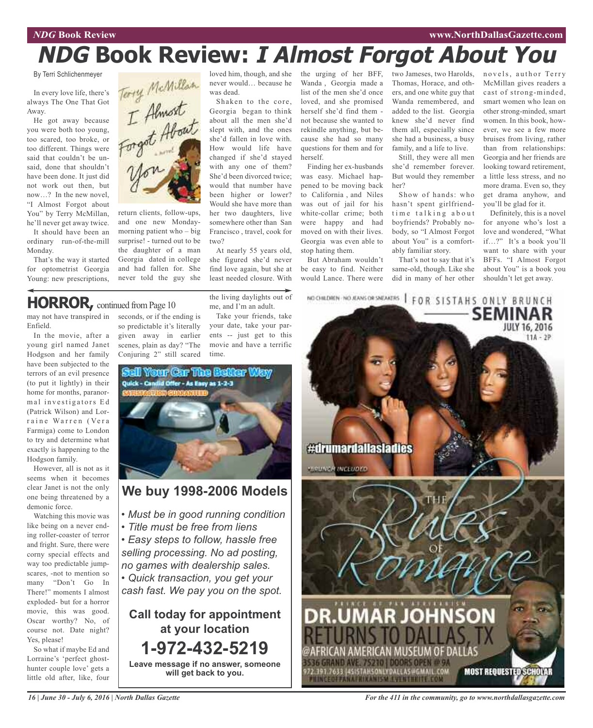# NDG Book Review: *I Almost Forgot About You*

By Terri Schlichenmeyer

In every love life, there's always The One That Got Away.

He got away because you were both too young, too scared, too broke, or too different. Things were said that couldn't be unsaid, done that shouldn't have been done. It just did not work out then, but now…? In the new novel, "I Almost Forgot about You" by Terry McMillan, he'll never get away twice.

It should have been an ordinary run-of-the-mill Monday.

That's the way it started for optometrist Georgia Young: new prescriptions, return clients, follow-ups, and one new Monday-morning patient who – big surprise! - turned out to be the daughter of a man Georgia dated in college and had fallen for. She never told the guy she loved him, though, and she never would… because he was dead.

Shaken to the core, Georgia began to think about all the men she'd slept with, and the ones she'd fallen in love with. How would life have changed if she'd stayed with any one of them? She'd been divorced twice; would that number have been higher or lower? Would she have more than her two daughters, live somewhere other than San Francisco, travel, cook for two?

At nearly 55 years old, she figured she'd never find love again, but she at least needed closure. With the urging of her BFF, Wanda, Georgia made a list of the men she'd once loved, and she promised herself she'd find them - not because she wanted to rekindle anything, but because she had so many questions for them and for herself.

Finding her ex-husbands was easy. Michael happened to be moving back to California, and Niles was out of jail for his white-collar crime; both were happy and had moved on with their lives. Georgia was even able to stop hating them.

But Abraham wouldn't be easy to find. Neither would Lance. There were two Jameses, two Harolds, Thomas, Horace, and others, and one white guy that Wanda remembered, and added to the list. Georgia knew she'd never find them all, especially since she had a business, a busy family, and a life to live.

Still, they were all men she'd remember forever. But would they remember her?

Show of hands: who hasn't spent girlfriend-time talking about boyfriends? Probably nobody, so "I Almost Forgot about You" is a comfortably familiar story.

That's not to say that it's same-old, though. Like she did in many of her other novels, author Terry McMillan gives readers a cast of strong-minded, smart women who lean on other strong-minded, smart women. In this book, however, we see a few more bruises from living, rather than from relationships: Georgia and her friends are looking toward retirement, a little less stress, and no more drama. Even so, they get drama anyhow, and you'll be glad for it.

Definitely, this is a novel for anyone who's lost a love and wondered, "What if…?" It's a book you'll want to share with your BFFs. "I Almost Forgot about You" is a book you shouldn't let get away.

## HORROR, continued from Page 10

may not have transpired in Enfield.

In the movie, after a young girl named Janet Hodgson and her family have been subjected to the terrors of an evil presence (to put it lightly) in their home for months, paranormal investigators Ed (Patrick Wilson) and Lorraine Warren (Vera Farmiga) come to London to try and determine what exactly is happening to the Hodgson family.

However, all is not as it seems when it becomes clear Janet is not the only one being threatened by a demonic force.

Watching this movie was like being on a never ending roller-coaster of terror and fright. Sure, there were corny special effects and way too predictable jump-scares, -not to mention so many "Don't Go In There!" moments I almost exploded- but for a horror movie, this was good. Oscar worthy? No, of course not. Date night? Yes, please!

So what if maybe Ed and Lorraine's 'perfect ghost-hunter couple love' gets a little old after, like, four seconds, or if the ending is so predictable it's literally given away in earlier scenes, plain as day? "The Conjuring 2" still scared the living daylights out of me, and I'm an adult.

Take your friends, take your date, take your parents -- just get to this movie and have a terrific time.

---

**Sell Your Car The Better Way**
Quick - Candid Offer - As Easy as 1-2-3
SATISFACTION GUARANTEED

## We buy 1998-2006 Models

- *Must be in good running condition*
- *Title must be free from liens*
- *Easy steps to follow, hassle free selling processing. No ad posting, no games with dealership sales.*
- *Quick transaction, you get your cash fast. We pay you on the spot.*

**Call today for appointment at your location**

**1-972-432-5219**

**Leave message if no answer, someone will get back to you.**

---

NO CHILDREN · NO JEANS OR SNEAKERS | FOR SISTAHS ONLY BRUNCH

**SEMINAR**
JULY 16, 2016
11A - 2P

#drumardallasladies
*BRUNCH INCLUDED

THE Rules OF Romance

PRINCE OF PAN AFRIKANISM
**DR. UMAR JOHNSON**
RETURNS TO DALLAS, TX
@AFRICAN AMERICAN MUSEUM OF DALLAS
3536 GRAND AVE. 75210 | DOORS OPEN @ 9A
972.391.7633 | 4SISTAHSONLYDALLAS@GMAIL.COM
PRINCEOFPANAFRIKANISM.EVENTBRITE.COM
MOST REQUESTED SCHOLAR